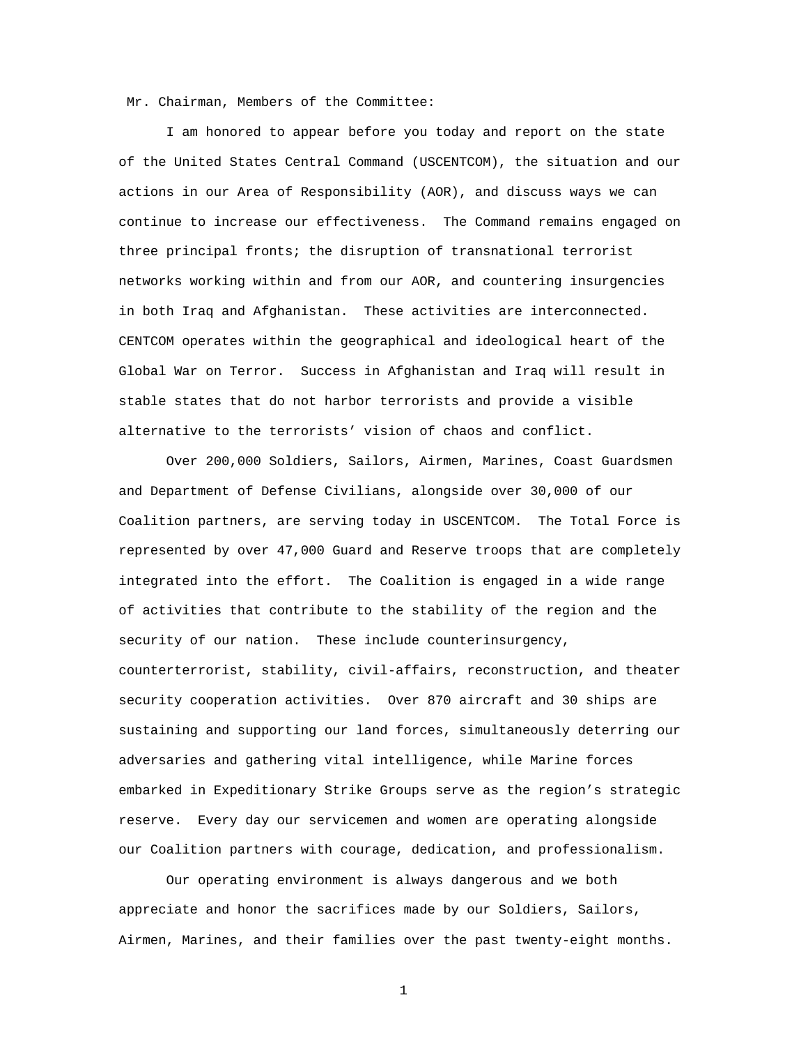Mr. Chairman, Members of the Committee:

I am honored to appear before you today and report on the state of the United States Central Command (USCENTCOM), the situation and our actions in our Area of Responsibility (AOR), and discuss ways we can continue to increase our effectiveness. The Command remains engaged on three principal fronts; the disruption of transnational terrorist networks working within and from our AOR, and countering insurgencies in both Iraq and Afghanistan. These activities are interconnected. CENTCOM operates within the geographical and ideological heart of the Global War on Terror. Success in Afghanistan and Iraq will result in stable states that do not harbor terrorists and provide a visible alternative to the terrorists' vision of chaos and conflict.

Over 200,000 Soldiers, Sailors, Airmen, Marines, Coast Guardsmen and Department of Defense Civilians, alongside over 30,000 of our Coalition partners, are serving today in USCENTCOM. The Total Force is represented by over 47,000 Guard and Reserve troops that are completely integrated into the effort. The Coalition is engaged in a wide range of activities that contribute to the stability of the region and the security of our nation. These include counterinsurgency, counterterrorist, stability, civil-affairs, reconstruction, and theater security cooperation activities. Over 870 aircraft and 30 ships are sustaining and supporting our land forces, simultaneously deterring our adversaries and gathering vital intelligence, while Marine forces embarked in Expeditionary Strike Groups serve as the region's strategic reserve. Every day our servicemen and women are operating alongside our Coalition partners with courage, dedication, and professionalism.

Our operating environment is always dangerous and we both appreciate and honor the sacrifices made by our Soldiers, Sailors, Airmen, Marines, and their families over the past twenty-eight months.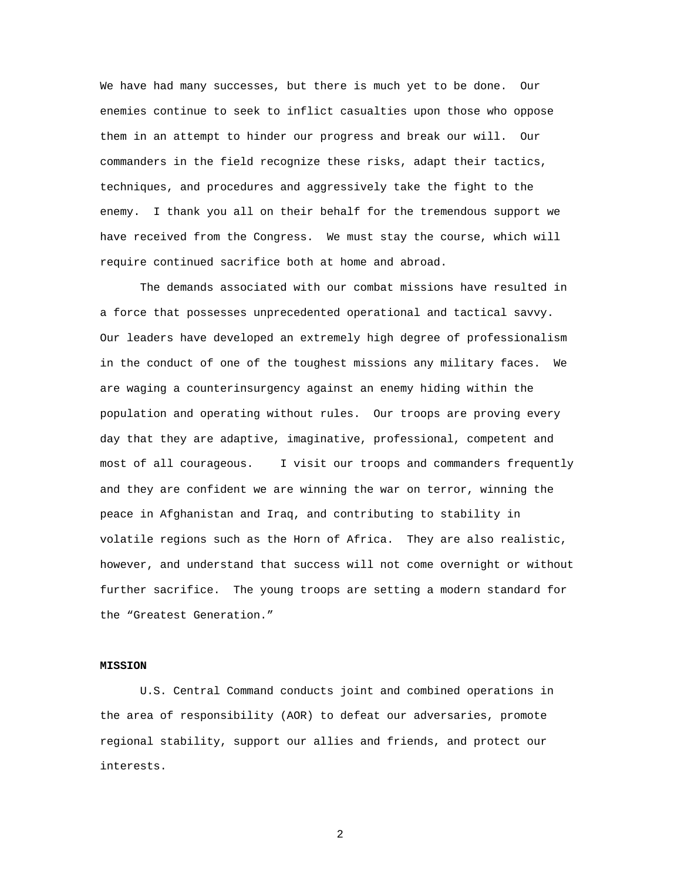We have had many successes, but there is much yet to be done. Our enemies continue to seek to inflict casualties upon those who oppose them in an attempt to hinder our progress and break our will. Our commanders in the field recognize these risks, adapt their tactics, techniques, and procedures and aggressively take the fight to the enemy. I thank you all on their behalf for the tremendous support we have received from the Congress. We must stay the course, which will require continued sacrifice both at home and abroad.

The demands associated with our combat missions have resulted in a force that possesses unprecedented operational and tactical savvy. Our leaders have developed an extremely high degree of professionalism in the conduct of one of the toughest missions any military faces. We are waging a counterinsurgency against an enemy hiding within the population and operating without rules. Our troops are proving every day that they are adaptive, imaginative, professional, competent and most of all courageous. I visit our troops and commanders frequently and they are confident we are winning the war on terror, winning the peace in Afghanistan and Iraq, and contributing to stability in volatile regions such as the Horn of Africa. They are also realistic, however, and understand that success will not come overnight or without further sacrifice. The young troops are setting a modern standard for the "Greatest Generation."

**MISSION**

U.S. Central Command conducts joint and combined operations in the area of responsibility (AOR) to defeat our adversaries, promote regional stability, support our allies and friends, and protect our interests.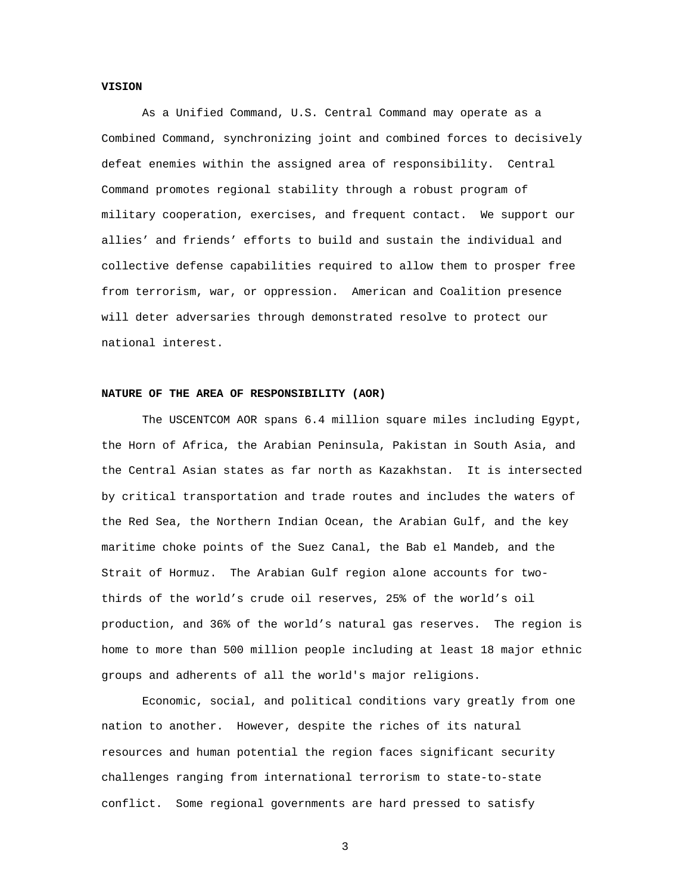**VISION**

As a Unified Command, U.S. Central Command may operate as a Combined Command, synchronizing joint and combined forces to decisively defeat enemies within the assigned area of responsibility. Central Command promotes regional stability through a robust program of military cooperation, exercises, and frequent contact. We support our allies' and friends' efforts to build and sustain the individual and collective defense capabilities required to allow them to prosper free from terrorism, war, or oppression. American and Coalition presence will deter adversaries through demonstrated resolve to protect our national interest.

**NATURE OF THE AREA OF RESPONSIBILITY (AOR)**

The USCENTCOM AOR spans 6.4 million square miles including Egypt, the Horn of Africa, the Arabian Peninsula, Pakistan in South Asia, and the Central Asian states as far north as Kazakhstan. It is intersected by critical transportation and trade routes and includes the waters of the Red Sea, the Northern Indian Ocean, the Arabian Gulf, and the key maritime choke points of the Suez Canal, the Bab el Mandeb, and the Strait of Hormuz. The Arabian Gulf region alone accounts for two-thirds of the world's crude oil reserves, 25% of the world's oil production, and 36% of the world's natural gas reserves. The region is home to more than 500 million people including at least 18 major ethnic groups and adherents of all the world's major religions.

Economic, social, and political conditions vary greatly from one nation to another. However, despite the riches of its natural resources and human potential the region faces significant security challenges ranging from international terrorism to state-to-state conflict. Some regional governments are hard pressed to satisfy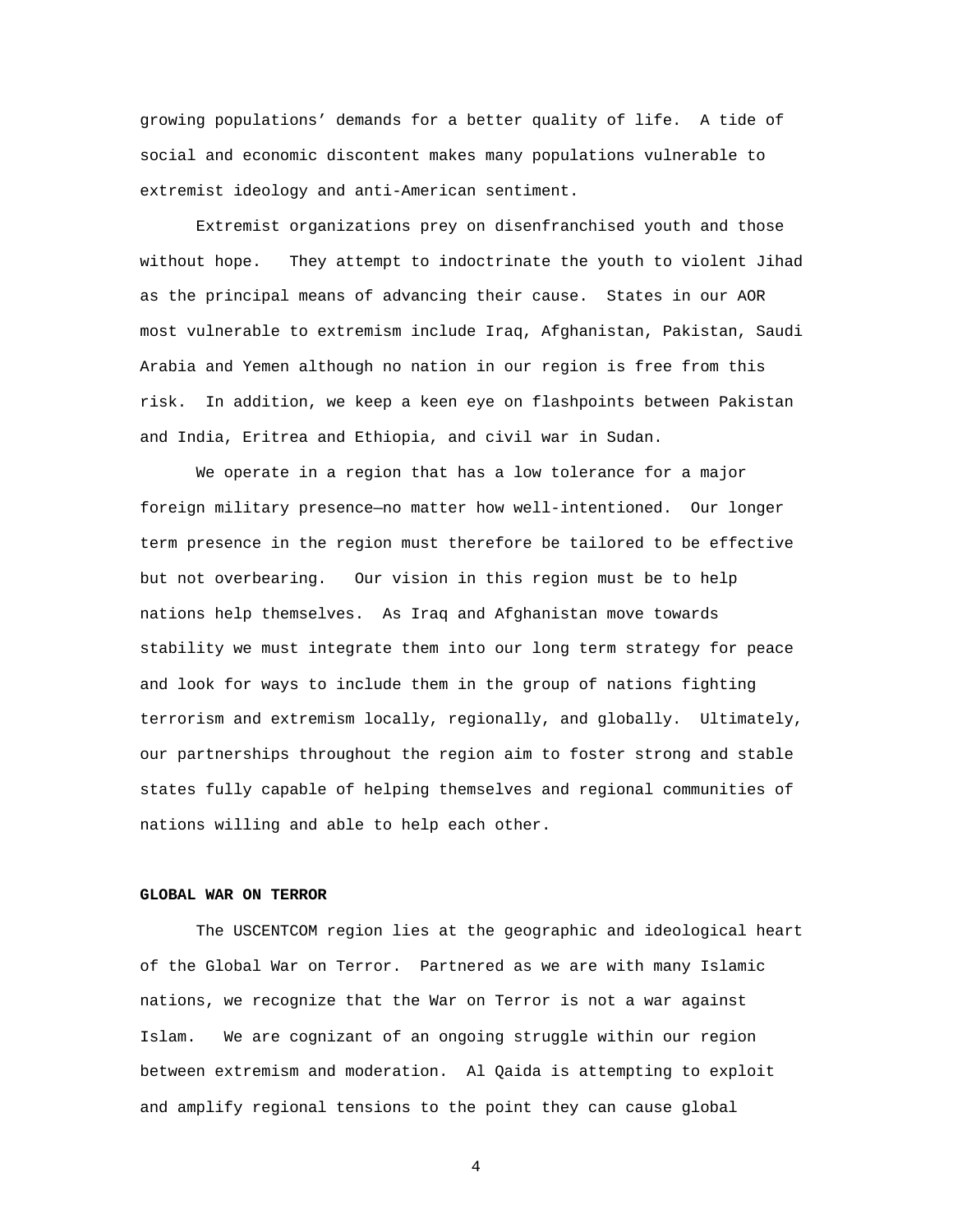growing populations' demands for a better quality of life. A tide of social and economic discontent makes many populations vulnerable to extremist ideology and anti-American sentiment.

Extremist organizations prey on disenfranchised youth and those without hope. They attempt to indoctrinate the youth to violent Jihad as the principal means of advancing their cause. States in our AOR most vulnerable to extremism include Iraq, Afghanistan, Pakistan, Saudi Arabia and Yemen although no nation in our region is free from this risk. In addition, we keep a keen eye on flashpoints between Pakistan and India, Eritrea and Ethiopia, and civil war in Sudan.

We operate in a region that has a low tolerance for a major foreign military presence—no matter how well-intentioned. Our longer term presence in the region must therefore be tailored to be effective but not overbearing. Our vision in this region must be to help nations help themselves. As Iraq and Afghanistan move towards stability we must integrate them into our long term strategy for peace and look for ways to include them in the group of nations fighting terrorism and extremism locally, regionally, and globally. Ultimately, our partnerships throughout the region aim to foster strong and stable states fully capable of helping themselves and regional communities of nations willing and able to help each other.

**GLOBAL WAR ON TERROR**

The USCENTCOM region lies at the geographic and ideological heart of the Global War on Terror. Partnered as we are with many Islamic nations, we recognize that the War on Terror is not a war against Islam. We are cognizant of an ongoing struggle within our region between extremism and moderation. Al Qaida is attempting to exploit and amplify regional tensions to the point they can cause global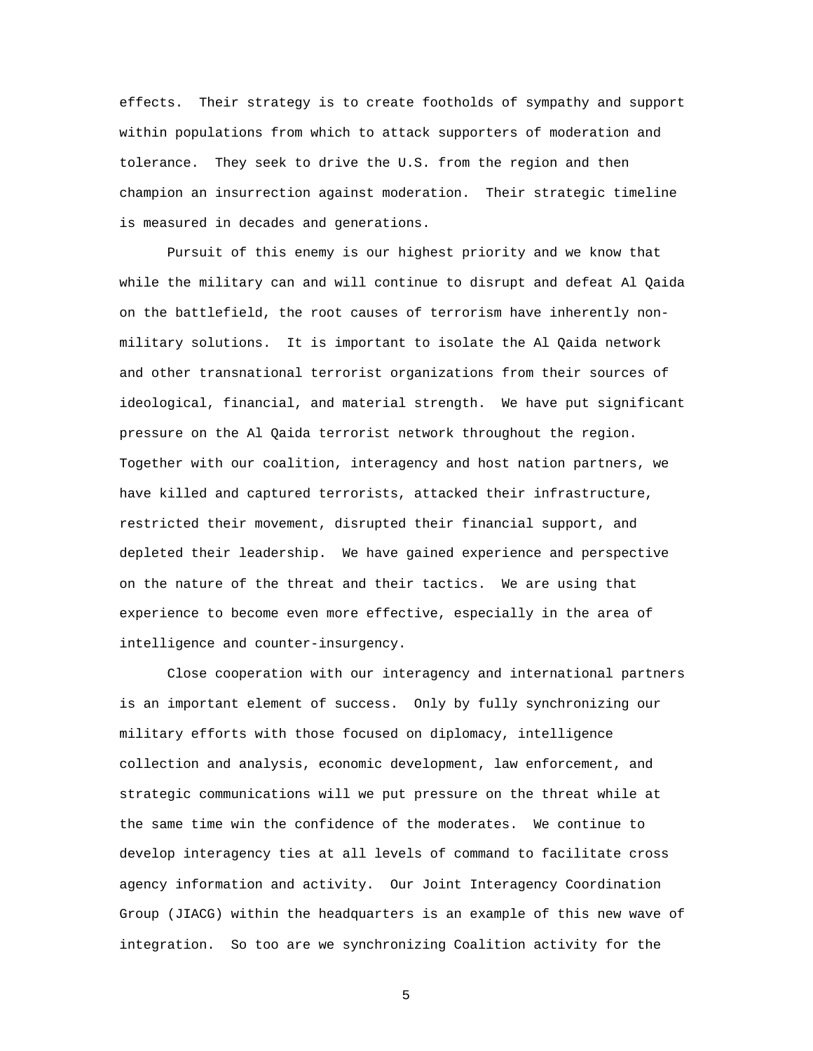effects. Their strategy is to create footholds of sympathy and support within populations from which to attack supporters of moderation and tolerance. They seek to drive the U.S. from the region and then champion an insurrection against moderation. Their strategic timeline is measured in decades and generations.

Pursuit of this enemy is our highest priority and we know that while the military can and will continue to disrupt and defeat Al Qaida on the battlefield, the root causes of terrorism have inherently non-military solutions. It is important to isolate the Al Qaida network and other transnational terrorist organizations from their sources of ideological, financial, and material strength. We have put significant pressure on the Al Qaida terrorist network throughout the region. Together with our coalition, interagency and host nation partners, we have killed and captured terrorists, attacked their infrastructure, restricted their movement, disrupted their financial support, and depleted their leadership. We have gained experience and perspective on the nature of the threat and their tactics. We are using that experience to become even more effective, especially in the area of intelligence and counter-insurgency.

Close cooperation with our interagency and international partners is an important element of success. Only by fully synchronizing our military efforts with those focused on diplomacy, intelligence collection and analysis, economic development, law enforcement, and strategic communications will we put pressure on the threat while at the same time win the confidence of the moderates. We continue to develop interagency ties at all levels of command to facilitate cross agency information and activity. Our Joint Interagency Coordination Group (JIACG) within the headquarters is an example of this new wave of integration. So too are we synchronizing Coalition activity for the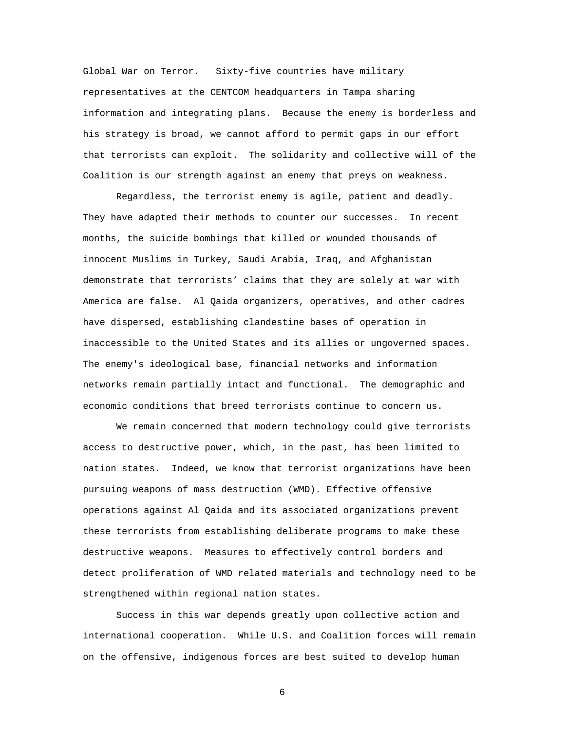Global War on Terror. Sixty-five countries have military representatives at the CENTCOM headquarters in Tampa sharing information and integrating plans. Because the enemy is borderless and his strategy is broad, we cannot afford to permit gaps in our effort that terrorists can exploit. The solidarity and collective will of the Coalition is our strength against an enemy that preys on weakness.

Regardless, the terrorist enemy is agile, patient and deadly. They have adapted their methods to counter our successes. In recent months, the suicide bombings that killed or wounded thousands of innocent Muslims in Turkey, Saudi Arabia, Iraq, and Afghanistan demonstrate that terrorists' claims that they are solely at war with America are false. Al Qaida organizers, operatives, and other cadres have dispersed, establishing clandestine bases of operation in inaccessible to the United States and its allies or ungoverned spaces. The enemy's ideological base, financial networks and information networks remain partially intact and functional. The demographic and economic conditions that breed terrorists continue to concern us.

We remain concerned that modern technology could give terrorists access to destructive power, which, in the past, has been limited to nation states. Indeed, we know that terrorist organizations have been pursuing weapons of mass destruction (WMD). Effective offensive operations against Al Qaida and its associated organizations prevent these terrorists from establishing deliberate programs to make these destructive weapons. Measures to effectively control borders and detect proliferation of WMD related materials and technology need to be strengthened within regional nation states.

Success in this war depends greatly upon collective action and international cooperation. While U.S. and Coalition forces will remain on the offensive, indigenous forces are best suited to develop human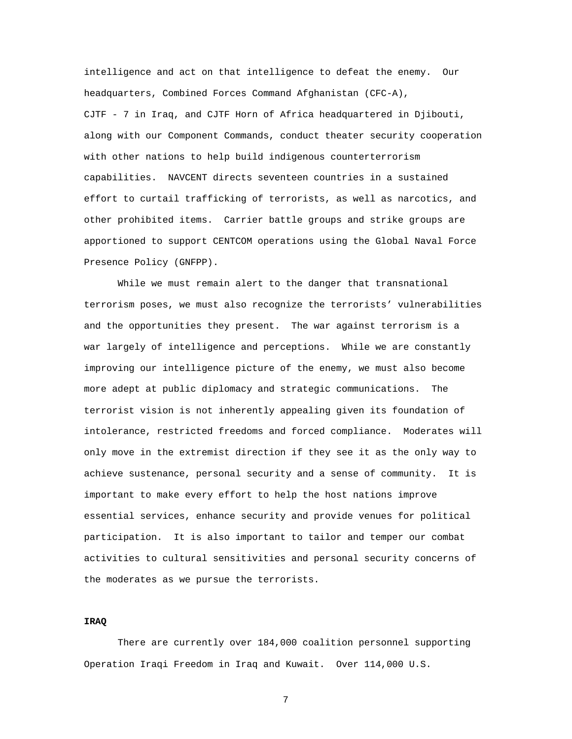intelligence and act on that intelligence to defeat the enemy. Our headquarters, Combined Forces Command Afghanistan (CFC-A), CJTF - 7 in Iraq, and CJTF Horn of Africa headquartered in Djibouti, along with our Component Commands, conduct theater security cooperation with other nations to help build indigenous counterterrorism capabilities. NAVCENT directs seventeen countries in a sustained effort to curtail trafficking of terrorists, as well as narcotics, and other prohibited items. Carrier battle groups and strike groups are apportioned to support CENTCOM operations using the Global Naval Force Presence Policy (GNFPP).

While we must remain alert to the danger that transnational terrorism poses, we must also recognize the terrorists' vulnerabilities and the opportunities they present. The war against terrorism is a war largely of intelligence and perceptions. While we are constantly improving our intelligence picture of the enemy, we must also become more adept at public diplomacy and strategic communications. The terrorist vision is not inherently appealing given its foundation of intolerance, restricted freedoms and forced compliance. Moderates will only move in the extremist direction if they see it as the only way to achieve sustenance, personal security and a sense of community. It is important to make every effort to help the host nations improve essential services, enhance security and provide venues for political participation. It is also important to tailor and temper our combat activities to cultural sensitivities and personal security concerns of the moderates as we pursue the terrorists.

**IRAQ**

There are currently over 184,000 coalition personnel supporting Operation Iraqi Freedom in Iraq and Kuwait. Over 114,000 U.S.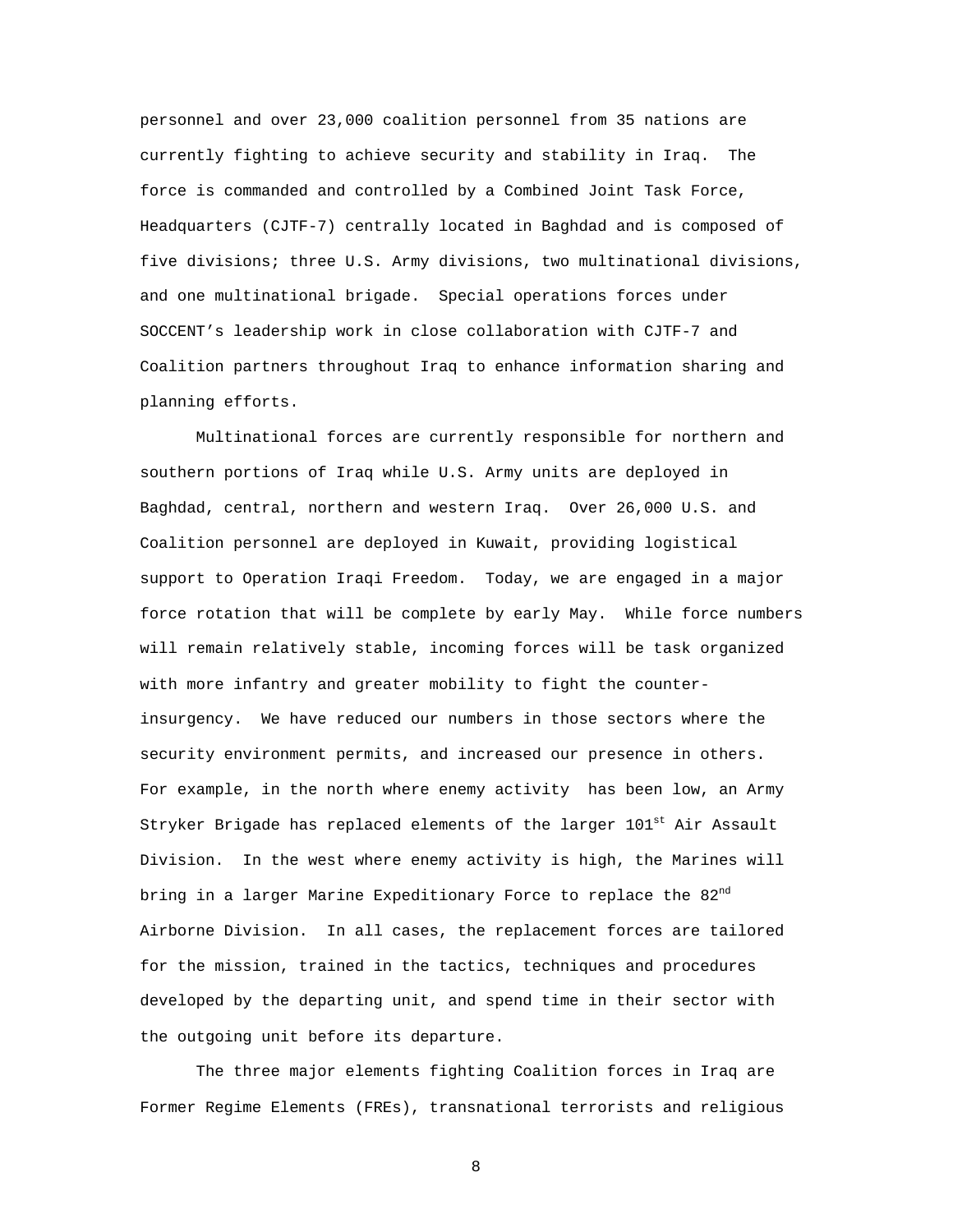personnel and over 23,000 coalition personnel from 35 nations are currently fighting to achieve security and stability in Iraq. The force is commanded and controlled by a Combined Joint Task Force, Headquarters (CJTF-7) centrally located in Baghdad and is composed of five divisions; three U.S. Army divisions, two multinational divisions, and one multinational brigade. Special operations forces under SOCCENT's leadership work in close collaboration with CJTF-7 and Coalition partners throughout Iraq to enhance information sharing and planning efforts.

Multinational forces are currently responsible for northern and southern portions of Iraq while U.S. Army units are deployed in Baghdad, central, northern and western Iraq. Over 26,000 U.S. and Coalition personnel are deployed in Kuwait, providing logistical support to Operation Iraqi Freedom. Today, we are engaged in a major force rotation that will be complete by early May. While force numbers will remain relatively stable, incoming forces will be task organized with more infantry and greater mobility to fight the counter-insurgency. We have reduced our numbers in those sectors where the security environment permits, and increased our presence in others. For example, in the north where enemy activity has been low, an Army Stryker Brigade has replaced elements of the larger 101st Air Assault Division. In the west where enemy activity is high, the Marines will bring in a larger Marine Expeditionary Force to replace the 82nd Airborne Division. In all cases, the replacement forces are tailored for the mission, trained in the tactics, techniques and procedures developed by the departing unit, and spend time in their sector with the outgoing unit before its departure.

The three major elements fighting Coalition forces in Iraq are Former Regime Elements (FREs), transnational terrorists and religious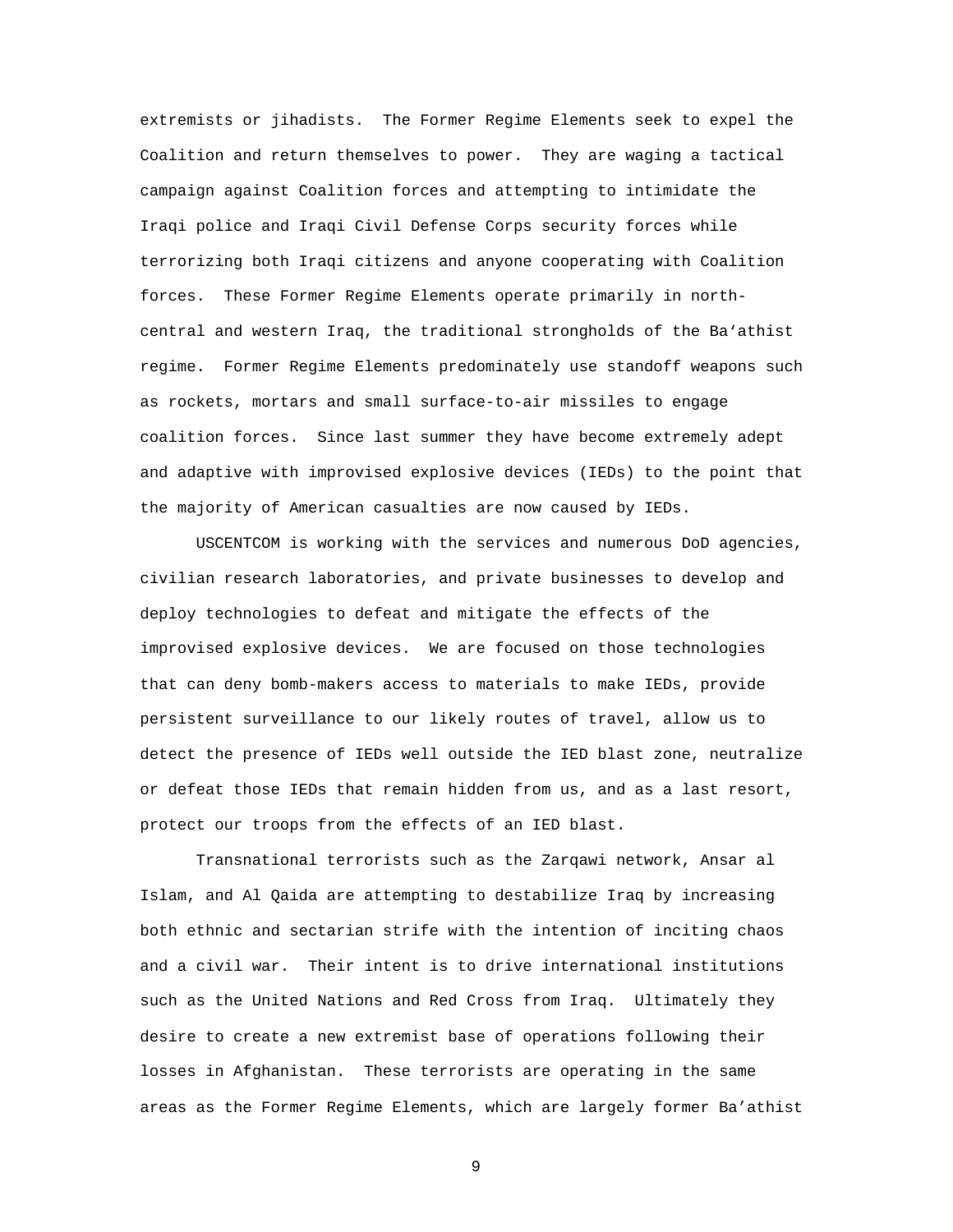extremists or jihadists. The Former Regime Elements seek to expel the Coalition and return themselves to power. They are waging a tactical campaign against Coalition forces and attempting to intimidate the Iraqi police and Iraqi Civil Defense Corps security forces while terrorizing both Iraqi citizens and anyone cooperating with Coalition forces. These Former Regime Elements operate primarily in north-central and western Iraq, the traditional strongholds of the Ba'athist regime. Former Regime Elements predominately use standoff weapons such as rockets, mortars and small surface-to-air missiles to engage coalition forces. Since last summer they have become extremely adept and adaptive with improvised explosive devices (IEDs) to the point that the majority of American casualties are now caused by IEDs.

USCENTCOM is working with the services and numerous DoD agencies, civilian research laboratories, and private businesses to develop and deploy technologies to defeat and mitigate the effects of the improvised explosive devices. We are focused on those technologies that can deny bomb-makers access to materials to make IEDs, provide persistent surveillance to our likely routes of travel, allow us to detect the presence of IEDs well outside the IED blast zone, neutralize or defeat those IEDs that remain hidden from us, and as a last resort, protect our troops from the effects of an IED blast.

Transnational terrorists such as the Zarqawi network, Ansar al Islam, and Al Qaida are attempting to destabilize Iraq by increasing both ethnic and sectarian strife with the intention of inciting chaos and a civil war. Their intent is to drive international institutions such as the United Nations and Red Cross from Iraq. Ultimately they desire to create a new extremist base of operations following their losses in Afghanistan. These terrorists are operating in the same areas as the Former Regime Elements, which are largely former Ba'athist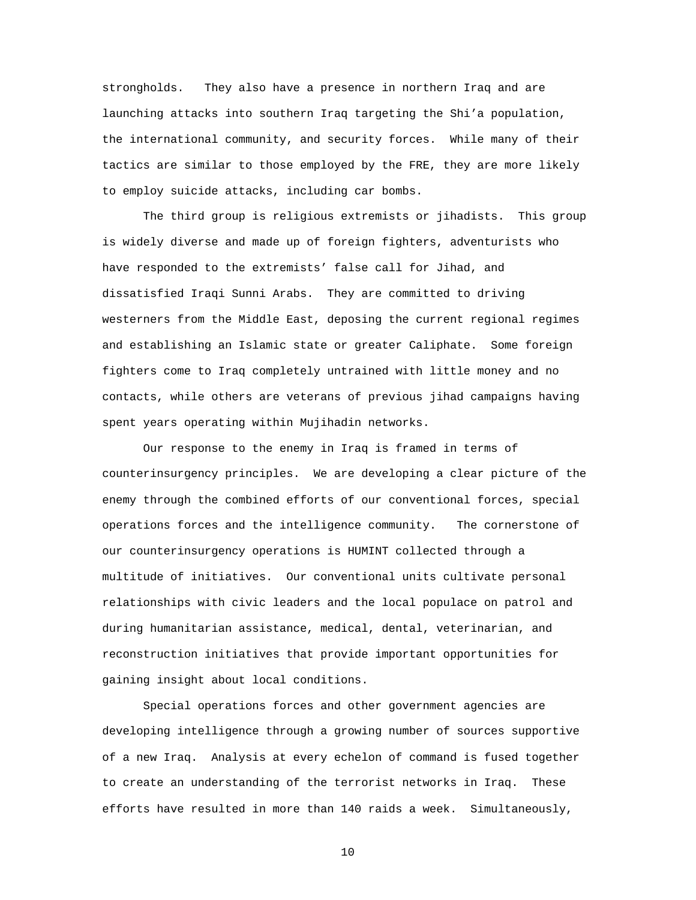strongholds. They also have a presence in northern Iraq and are launching attacks into southern Iraq targeting the Shi'a population, the international community, and security forces. While many of their tactics are similar to those employed by the FRE, they are more likely to employ suicide attacks, including car bombs.

The third group is religious extremists or jihadists. This group is widely diverse and made up of foreign fighters, adventurists who have responded to the extremists' false call for Jihad, and dissatisfied Iraqi Sunni Arabs. They are committed to driving westerners from the Middle East, deposing the current regional regimes and establishing an Islamic state or greater Caliphate. Some foreign fighters come to Iraq completely untrained with little money and no contacts, while others are veterans of previous jihad campaigns having spent years operating within Mujihadin networks.

Our response to the enemy in Iraq is framed in terms of counterinsurgency principles. We are developing a clear picture of the enemy through the combined efforts of our conventional forces, special operations forces and the intelligence community. The cornerstone of our counterinsurgency operations is HUMINT collected through a multitude of initiatives. Our conventional units cultivate personal relationships with civic leaders and the local populace on patrol and during humanitarian assistance, medical, dental, veterinarian, and reconstruction initiatives that provide important opportunities for gaining insight about local conditions.

Special operations forces and other government agencies are developing intelligence through a growing number of sources supportive of a new Iraq. Analysis at every echelon of command is fused together to create an understanding of the terrorist networks in Iraq. These efforts have resulted in more than 140 raids a week. Simultaneously,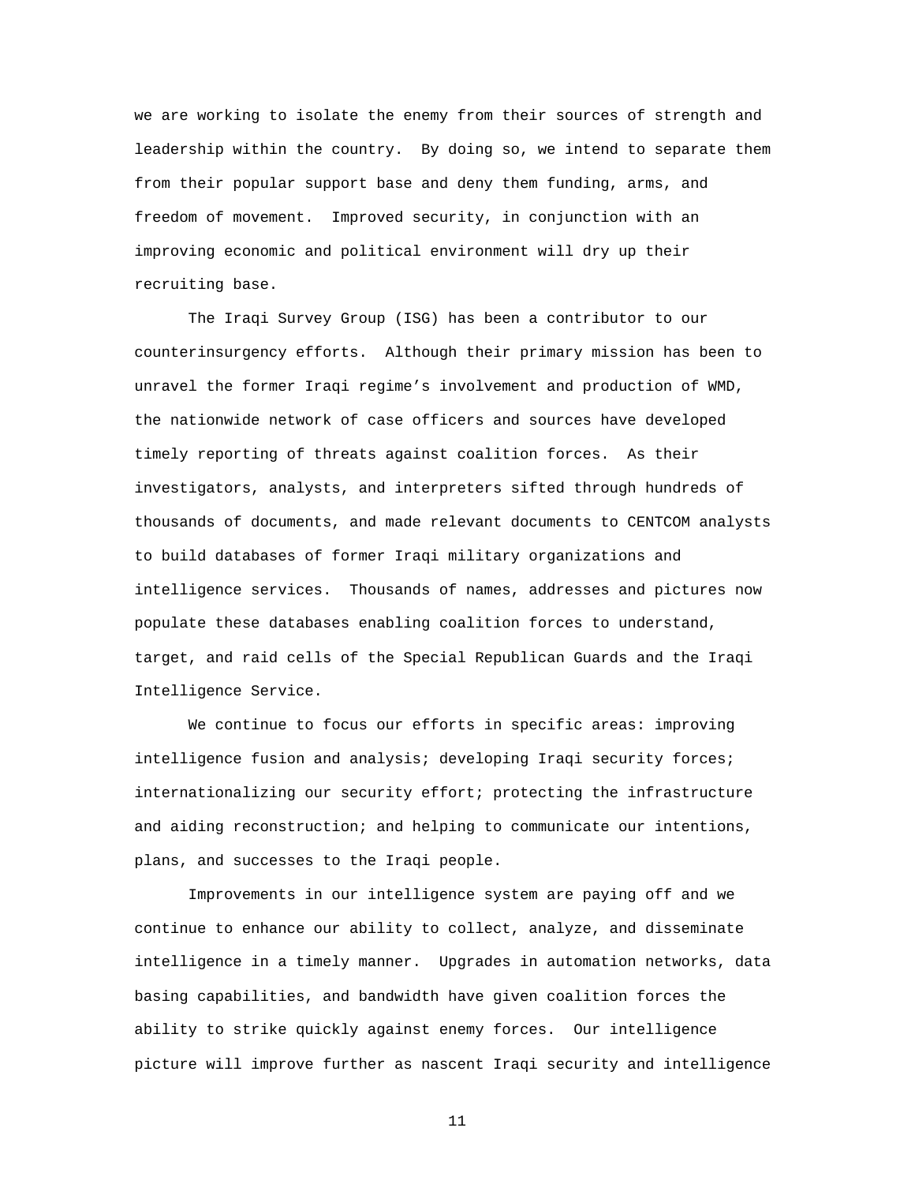we are working to isolate the enemy from their sources of strength and leadership within the country. By doing so, we intend to separate them from their popular support base and deny them funding, arms, and freedom of movement. Improved security, in conjunction with an improving economic and political environment will dry up their recruiting base.

The Iraqi Survey Group (ISG) has been a contributor to our counterinsurgency efforts. Although their primary mission has been to unravel the former Iraqi regime's involvement and production of WMD, the nationwide network of case officers and sources have developed timely reporting of threats against coalition forces. As their investigators, analysts, and interpreters sifted through hundreds of thousands of documents, and made relevant documents to CENTCOM analysts to build databases of former Iraqi military organizations and intelligence services. Thousands of names, addresses and pictures now populate these databases enabling coalition forces to understand, target, and raid cells of the Special Republican Guards and the Iraqi Intelligence Service.

We continue to focus our efforts in specific areas: improving intelligence fusion and analysis; developing Iraqi security forces; internationalizing our security effort; protecting the infrastructure and aiding reconstruction; and helping to communicate our intentions, plans, and successes to the Iraqi people.

Improvements in our intelligence system are paying off and we continue to enhance our ability to collect, analyze, and disseminate intelligence in a timely manner. Upgrades in automation networks, data basing capabilities, and bandwidth have given coalition forces the ability to strike quickly against enemy forces. Our intelligence picture will improve further as nascent Iraqi security and intelligence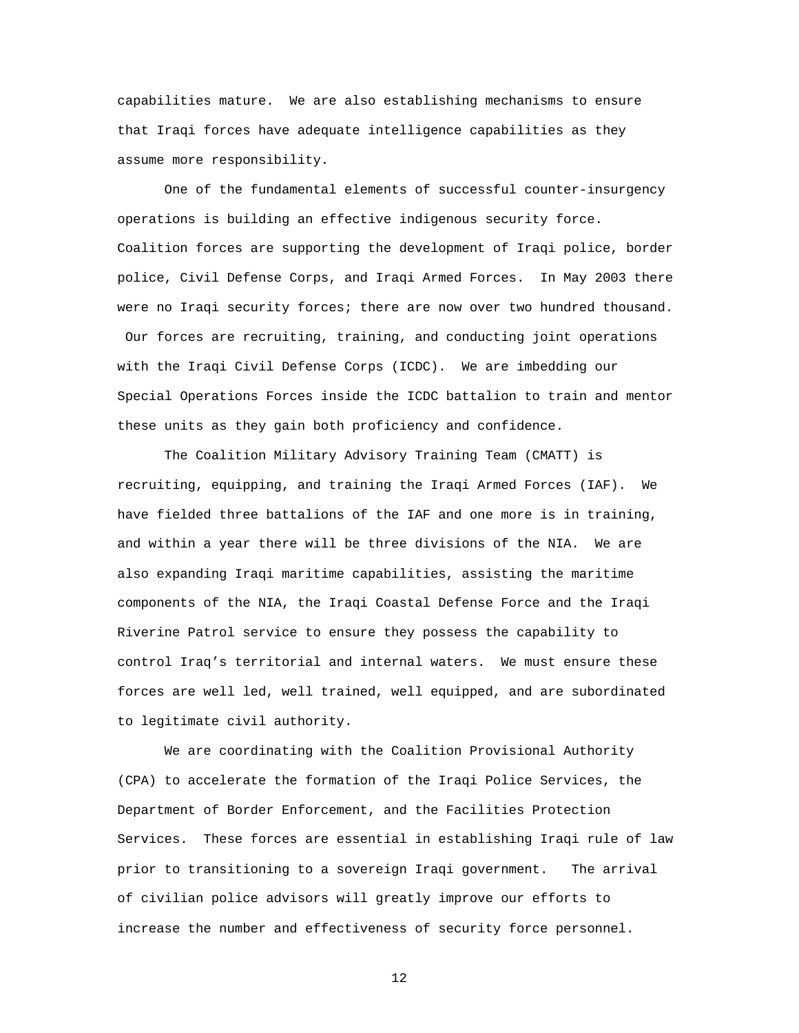capabilities mature. We are also establishing mechanisms to ensure that Iraqi forces have adequate intelligence capabilities as they assume more responsibility.

One of the fundamental elements of successful counter-insurgency operations is building an effective indigenous security force. Coalition forces are supporting the development of Iraqi police, border police, Civil Defense Corps, and Iraqi Armed Forces. In May 2003 there were no Iraqi security forces; there are now over two hundred thousand. Our forces are recruiting, training, and conducting joint operations with the Iraqi Civil Defense Corps (ICDC). We are imbedding our Special Operations Forces inside the ICDC battalion to train and mentor these units as they gain both proficiency and confidence.

The Coalition Military Advisory Training Team (CMATT) is recruiting, equipping, and training the Iraqi Armed Forces (IAF). We have fielded three battalions of the IAF and one more is in training, and within a year there will be three divisions of the NIA. We are also expanding Iraqi maritime capabilities, assisting the maritime components of the NIA, the Iraqi Coastal Defense Force and the Iraqi Riverine Patrol service to ensure they possess the capability to control Iraq's territorial and internal waters. We must ensure these forces are well led, well trained, well equipped, and are subordinated to legitimate civil authority.

We are coordinating with the Coalition Provisional Authority (CPA) to accelerate the formation of the Iraqi Police Services, the Department of Border Enforcement, and the Facilities Protection Services. These forces are essential in establishing Iraqi rule of law prior to transitioning to a sovereign Iraqi government. The arrival of civilian police advisors will greatly improve our efforts to increase the number and effectiveness of security force personnel.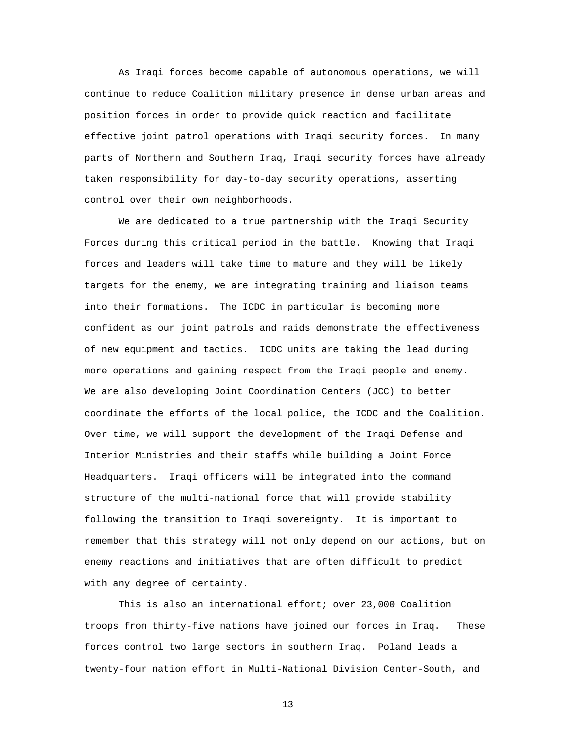As Iraqi forces become capable of autonomous operations, we will continue to reduce Coalition military presence in dense urban areas and position forces in order to provide quick reaction and facilitate effective joint patrol operations with Iraqi security forces. In many parts of Northern and Southern Iraq, Iraqi security forces have already taken responsibility for day-to-day security operations, asserting control over their own neighborhoods.

We are dedicated to a true partnership with the Iraqi Security Forces during this critical period in the battle. Knowing that Iraqi forces and leaders will take time to mature and they will be likely targets for the enemy, we are integrating training and liaison teams into their formations. The ICDC in particular is becoming more confident as our joint patrols and raids demonstrate the effectiveness of new equipment and tactics. ICDC units are taking the lead during more operations and gaining respect from the Iraqi people and enemy. We are also developing Joint Coordination Centers (JCC) to better coordinate the efforts of the local police, the ICDC and the Coalition. Over time, we will support the development of the Iraqi Defense and Interior Ministries and their staffs while building a Joint Force Headquarters. Iraqi officers will be integrated into the command structure of the multi-national force that will provide stability following the transition to Iraqi sovereignty. It is important to remember that this strategy will not only depend on our actions, but on enemy reactions and initiatives that are often difficult to predict with any degree of certainty.

This is also an international effort; over 23,000 Coalition troops from thirty-five nations have joined our forces in Iraq. These forces control two large sectors in southern Iraq. Poland leads a twenty-four nation effort in Multi-National Division Center-South, and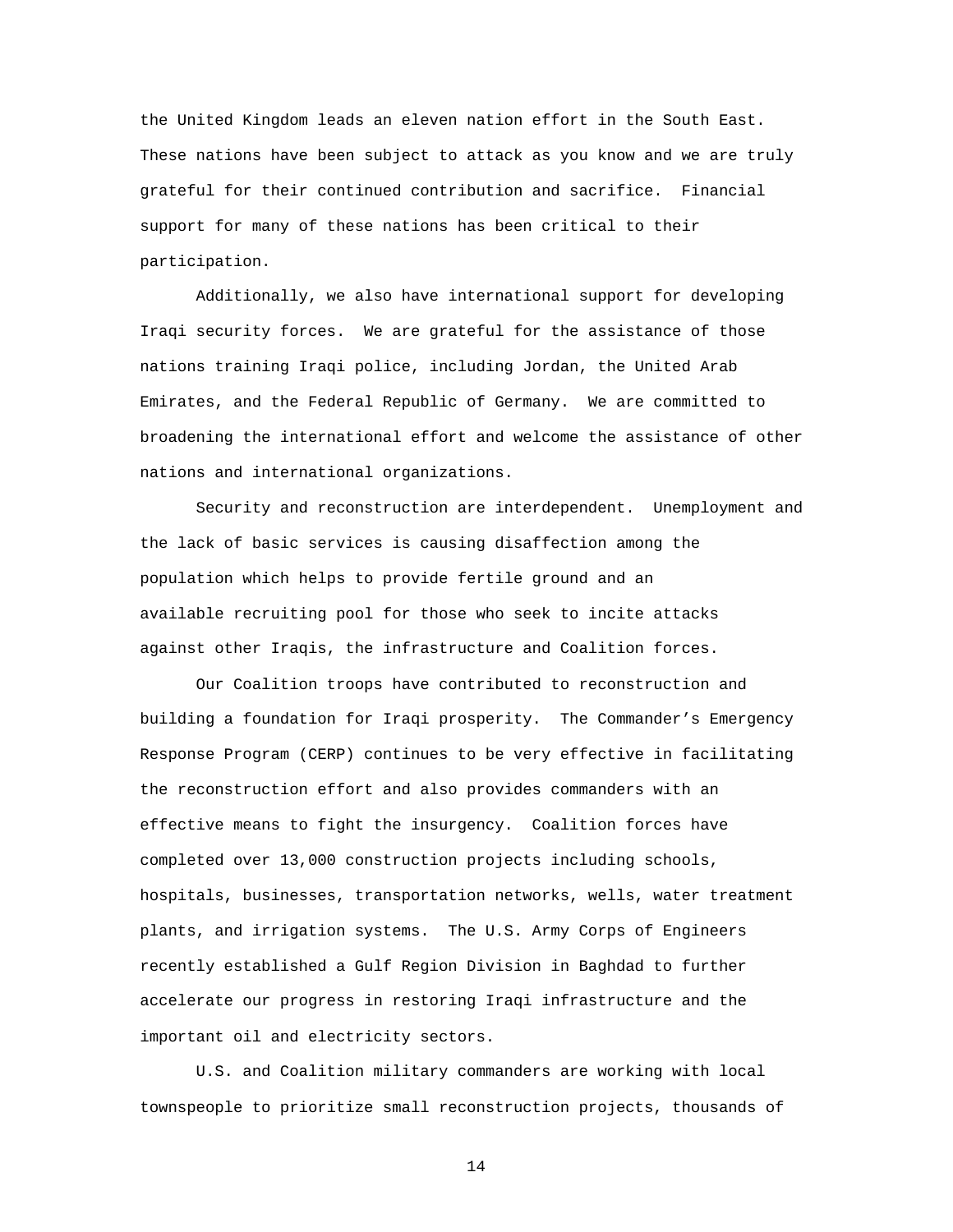the United Kingdom leads an eleven nation effort in the South East. These nations have been subject to attack as you know and we are truly grateful for their continued contribution and sacrifice. Financial support for many of these nations has been critical to their participation.

Additionally, we also have international support for developing Iraqi security forces. We are grateful for the assistance of those nations training Iraqi police, including Jordan, the United Arab Emirates, and the Federal Republic of Germany. We are committed to broadening the international effort and welcome the assistance of other nations and international organizations.

Security and reconstruction are interdependent. Unemployment and the lack of basic services is causing disaffection among the population which helps to provide fertile ground and an available recruiting pool for those who seek to incite attacks against other Iraqis, the infrastructure and Coalition forces.

Our Coalition troops have contributed to reconstruction and building a foundation for Iraqi prosperity. The Commander's Emergency Response Program (CERP) continues to be very effective in facilitating the reconstruction effort and also provides commanders with an effective means to fight the insurgency. Coalition forces have completed over 13,000 construction projects including schools, hospitals, businesses, transportation networks, wells, water treatment plants, and irrigation systems. The U.S. Army Corps of Engineers recently established a Gulf Region Division in Baghdad to further accelerate our progress in restoring Iraqi infrastructure and the important oil and electricity sectors.

U.S. and Coalition military commanders are working with local townspeople to prioritize small reconstruction projects, thousands of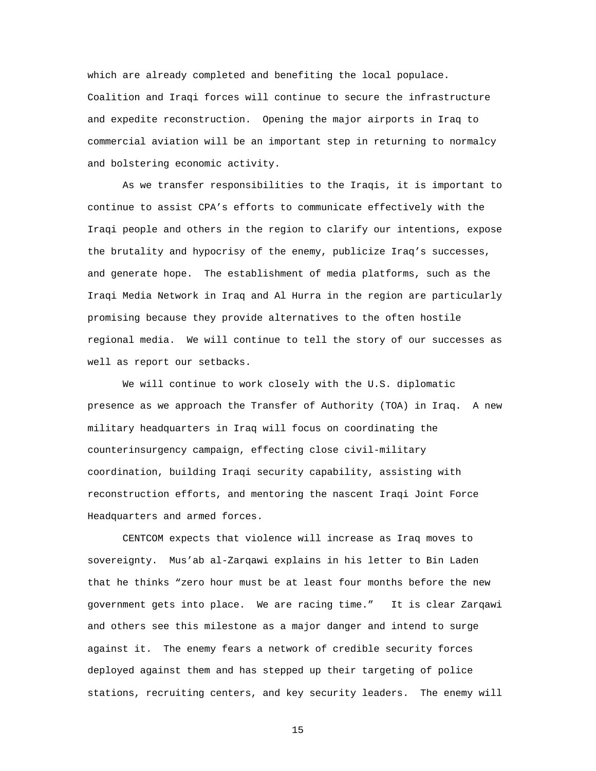which are already completed and benefiting the local populace. Coalition and Iraqi forces will continue to secure the infrastructure and expedite reconstruction. Opening the major airports in Iraq to commercial aviation will be an important step in returning to normalcy and bolstering economic activity.

As we transfer responsibilities to the Iraqis, it is important to continue to assist CPA's efforts to communicate effectively with the Iraqi people and others in the region to clarify our intentions, expose the brutality and hypocrisy of the enemy, publicize Iraq's successes, and generate hope. The establishment of media platforms, such as the Iraqi Media Network in Iraq and Al Hurra in the region are particularly promising because they provide alternatives to the often hostile regional media. We will continue to tell the story of our successes as well as report our setbacks.

We will continue to work closely with the U.S. diplomatic presence as we approach the Transfer of Authority (TOA) in Iraq. A new military headquarters in Iraq will focus on coordinating the counterinsurgency campaign, effecting close civil-military coordination, building Iraqi security capability, assisting with reconstruction efforts, and mentoring the nascent Iraqi Joint Force Headquarters and armed forces.

CENTCOM expects that violence will increase as Iraq moves to sovereignty. Mus'ab al-Zarqawi explains in his letter to Bin Laden that he thinks "zero hour must be at least four months before the new government gets into place. We are racing time." It is clear Zarqawi and others see this milestone as a major danger and intend to surge against it. The enemy fears a network of credible security forces deployed against them and has stepped up their targeting of police stations, recruiting centers, and key security leaders. The enemy will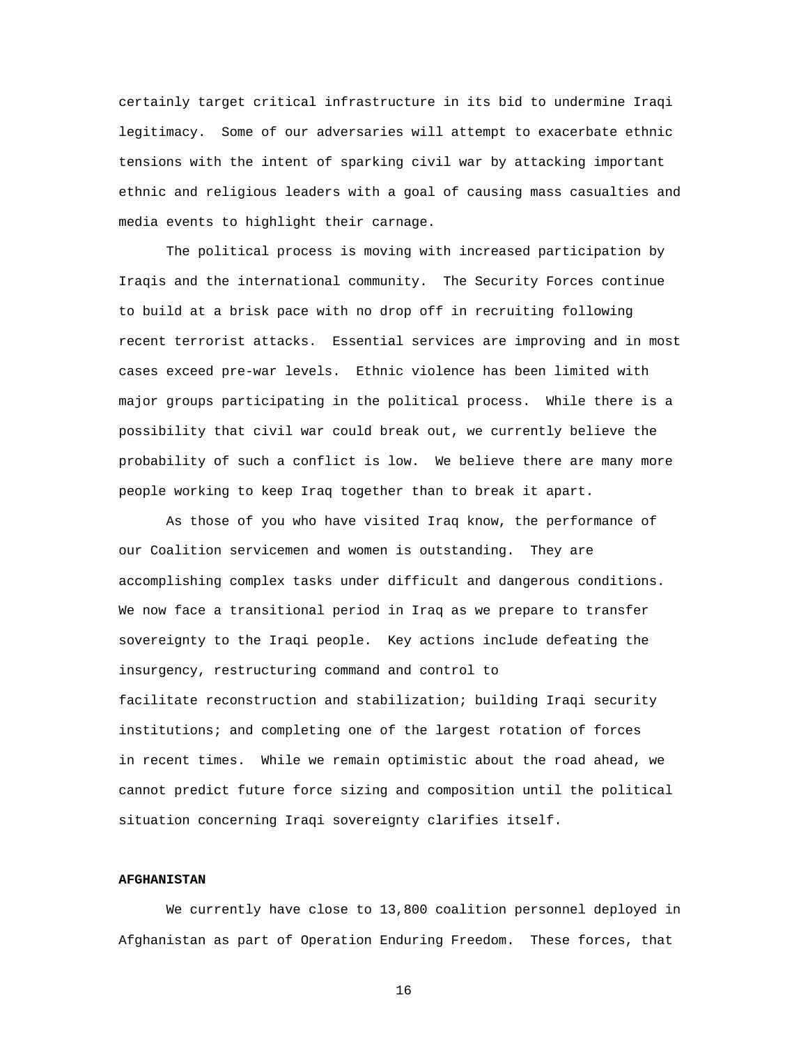certainly target critical infrastructure in its bid to undermine Iraqi legitimacy. Some of our adversaries will attempt to exacerbate ethnic tensions with the intent of sparking civil war by attacking important ethnic and religious leaders with a goal of causing mass casualties and media events to highlight their carnage.

The political process is moving with increased participation by Iraqis and the international community. The Security Forces continue to build at a brisk pace with no drop off in recruiting following recent terrorist attacks. Essential services are improving and in most cases exceed pre-war levels. Ethnic violence has been limited with major groups participating in the political process. While there is a possibility that civil war could break out, we currently believe the probability of such a conflict is low. We believe there are many more people working to keep Iraq together than to break it apart.

As those of you who have visited Iraq know, the performance of our Coalition servicemen and women is outstanding. They are accomplishing complex tasks under difficult and dangerous conditions. We now face a transitional period in Iraq as we prepare to transfer sovereignty to the Iraqi people. Key actions include defeating the insurgency, restructuring command and control to facilitate reconstruction and stabilization; building Iraqi security institutions; and completing one of the largest rotation of forces in recent times. While we remain optimistic about the road ahead, we cannot predict future force sizing and composition until the political situation concerning Iraqi sovereignty clarifies itself.

**AFGHANISTAN**

We currently have close to 13,800 coalition personnel deployed in Afghanistan as part of Operation Enduring Freedom. These forces, that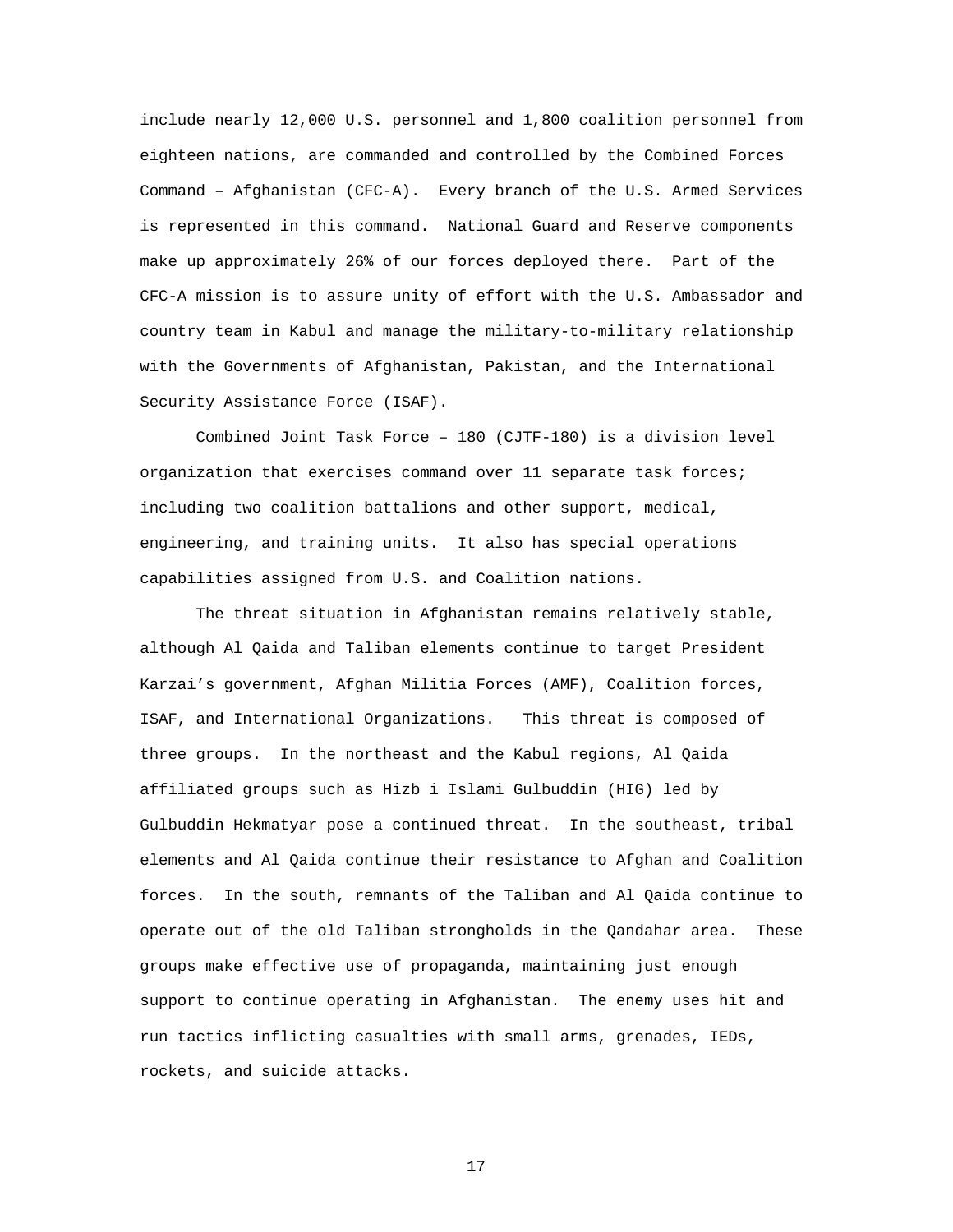include nearly 12,000 U.S. personnel and 1,800 coalition personnel from eighteen nations, are commanded and controlled by the Combined Forces Command – Afghanistan (CFC-A). Every branch of the U.S. Armed Services is represented in this command. National Guard and Reserve components make up approximately 26% of our forces deployed there. Part of the CFC-A mission is to assure unity of effort with the U.S. Ambassador and country team in Kabul and manage the military-to-military relationship with the Governments of Afghanistan, Pakistan, and the International Security Assistance Force (ISAF).

Combined Joint Task Force – 180 (CJTF-180) is a division level organization that exercises command over 11 separate task forces; including two coalition battalions and other support, medical, engineering, and training units. It also has special operations capabilities assigned from U.S. and Coalition nations.

The threat situation in Afghanistan remains relatively stable, although Al Qaida and Taliban elements continue to target President Karzai's government, Afghan Militia Forces (AMF), Coalition forces, ISAF, and International Organizations. This threat is composed of three groups. In the northeast and the Kabul regions, Al Qaida affiliated groups such as Hizb i Islami Gulbuddin (HIG) led by Gulbuddin Hekmatyar pose a continued threat. In the southeast, tribal elements and Al Qaida continue their resistance to Afghan and Coalition forces. In the south, remnants of the Taliban and Al Qaida continue to operate out of the old Taliban strongholds in the Qandahar area. These groups make effective use of propaganda, maintaining just enough support to continue operating in Afghanistan. The enemy uses hit and run tactics inflicting casualties with small arms, grenades, IEDs, rockets, and suicide attacks.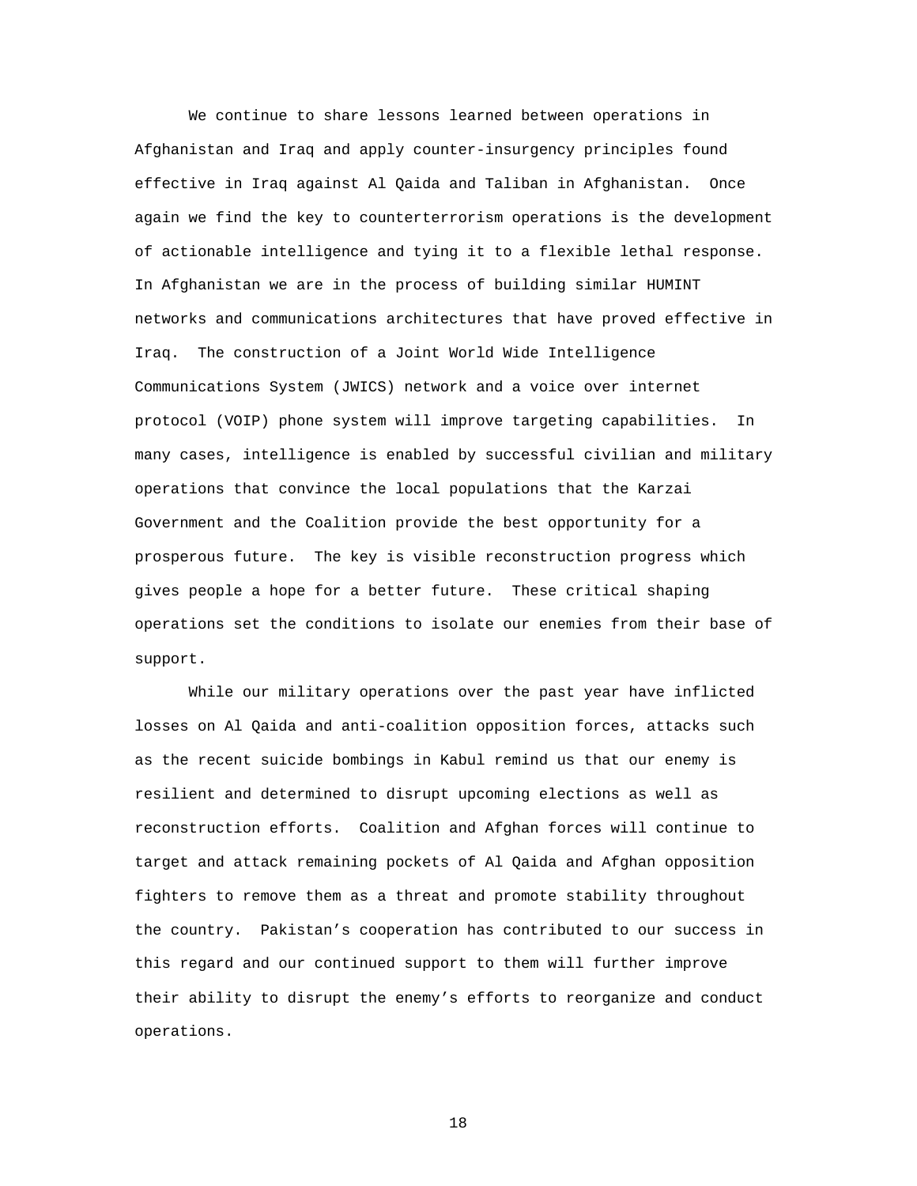We continue to share lessons learned between operations in Afghanistan and Iraq and apply counter-insurgency principles found effective in Iraq against Al Qaida and Taliban in Afghanistan. Once again we find the key to counterterrorism operations is the development of actionable intelligence and tying it to a flexible lethal response. In Afghanistan we are in the process of building similar HUMINT networks and communications architectures that have proved effective in Iraq. The construction of a Joint World Wide Intelligence Communications System (JWICS) network and a voice over internet protocol (VOIP) phone system will improve targeting capabilities. In many cases, intelligence is enabled by successful civilian and military operations that convince the local populations that the Karzai Government and the Coalition provide the best opportunity for a prosperous future. The key is visible reconstruction progress which gives people a hope for a better future. These critical shaping operations set the conditions to isolate our enemies from their base of support.

While our military operations over the past year have inflicted losses on Al Qaida and anti-coalition opposition forces, attacks such as the recent suicide bombings in Kabul remind us that our enemy is resilient and determined to disrupt upcoming elections as well as reconstruction efforts. Coalition and Afghan forces will continue to target and attack remaining pockets of Al Qaida and Afghan opposition fighters to remove them as a threat and promote stability throughout the country. Pakistan's cooperation has contributed to our success in this regard and our continued support to them will further improve their ability to disrupt the enemy's efforts to reorganize and conduct operations.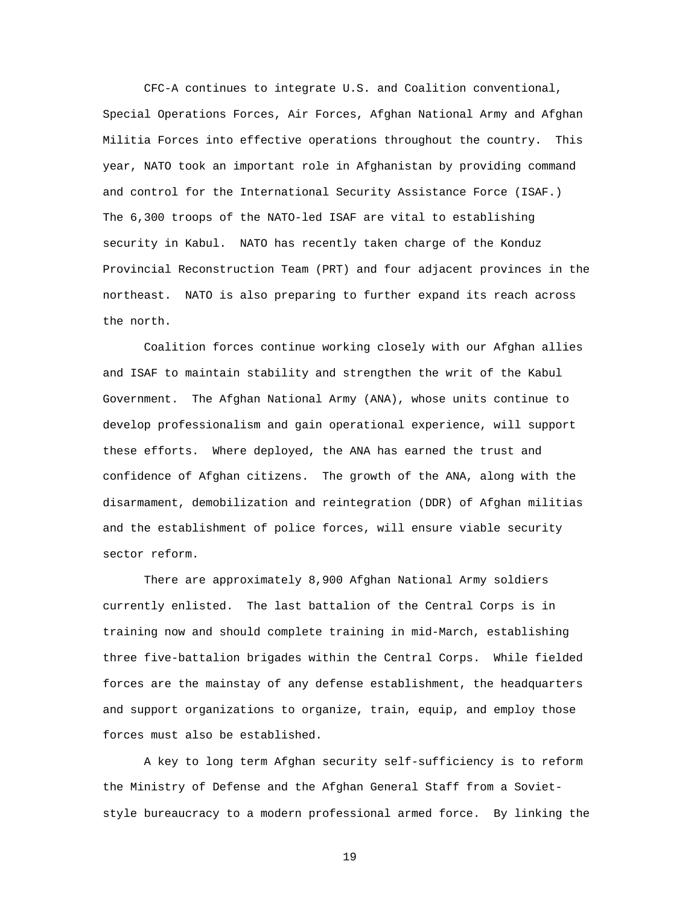CFC-A continues to integrate U.S. and Coalition conventional, Special Operations Forces, Air Forces, Afghan National Army and Afghan Militia Forces into effective operations throughout the country. This year, NATO took an important role in Afghanistan by providing command and control for the International Security Assistance Force (ISAF.) The 6,300 troops of the NATO-led ISAF are vital to establishing security in Kabul. NATO has recently taken charge of the Konduz Provincial Reconstruction Team (PRT) and four adjacent provinces in the northeast. NATO is also preparing to further expand its reach across the north.

Coalition forces continue working closely with our Afghan allies and ISAF to maintain stability and strengthen the writ of the Kabul Government. The Afghan National Army (ANA), whose units continue to develop professionalism and gain operational experience, will support these efforts. Where deployed, the ANA has earned the trust and confidence of Afghan citizens. The growth of the ANA, along with the disarmament, demobilization and reintegration (DDR) of Afghan militias and the establishment of police forces, will ensure viable security sector reform.

There are approximately 8,900 Afghan National Army soldiers currently enlisted. The last battalion of the Central Corps is in training now and should complete training in mid-March, establishing three five-battalion brigades within the Central Corps. While fielded forces are the mainstay of any defense establishment, the headquarters and support organizations to organize, train, equip, and employ those forces must also be established.

A key to long term Afghan security self-sufficiency is to reform the Ministry of Defense and the Afghan General Staff from a Soviet-style bureaucracy to a modern professional armed force. By linking the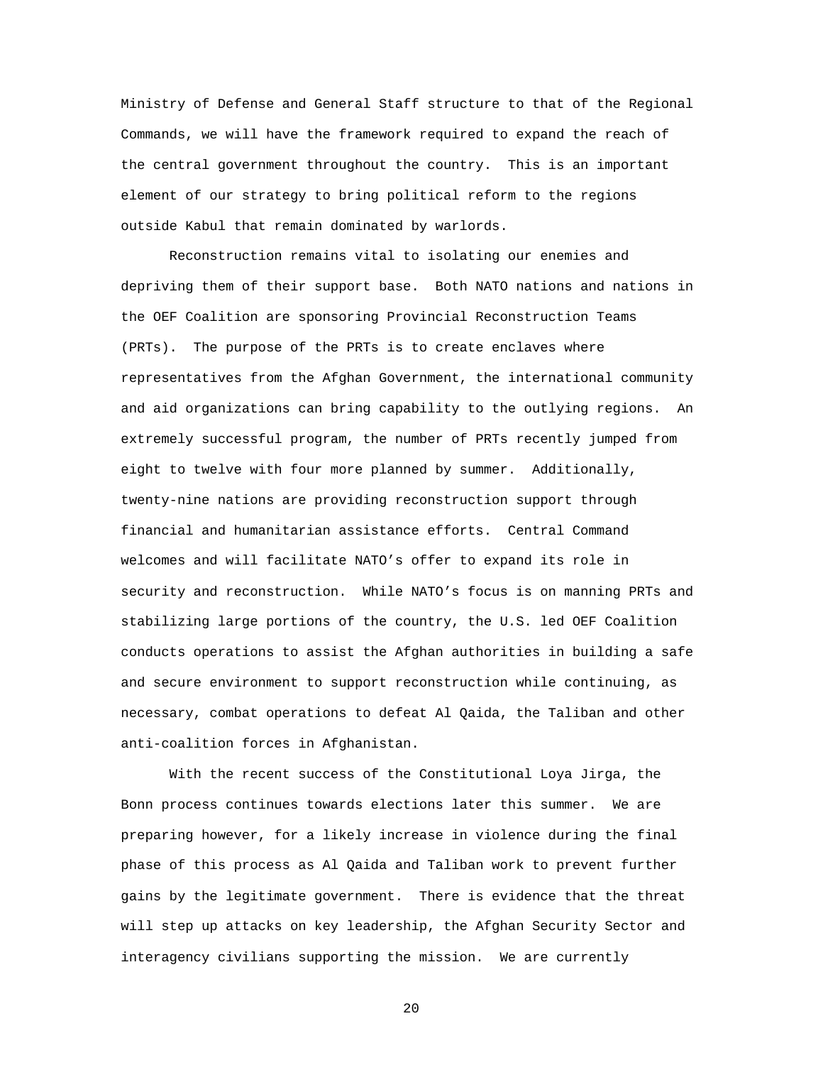Ministry of Defense and General Staff structure to that of the Regional Commands, we will have the framework required to expand the reach of the central government throughout the country. This is an important element of our strategy to bring political reform to the regions outside Kabul that remain dominated by warlords.

Reconstruction remains vital to isolating our enemies and depriving them of their support base. Both NATO nations and nations in the OEF Coalition are sponsoring Provincial Reconstruction Teams (PRTs). The purpose of the PRTs is to create enclaves where representatives from the Afghan Government, the international community and aid organizations can bring capability to the outlying regions. An extremely successful program, the number of PRTs recently jumped from eight to twelve with four more planned by summer. Additionally, twenty-nine nations are providing reconstruction support through financial and humanitarian assistance efforts. Central Command welcomes and will facilitate NATO's offer to expand its role in security and reconstruction. While NATO's focus is on manning PRTs and stabilizing large portions of the country, the U.S. led OEF Coalition conducts operations to assist the Afghan authorities in building a safe and secure environment to support reconstruction while continuing, as necessary, combat operations to defeat Al Qaida, the Taliban and other anti-coalition forces in Afghanistan.

With the recent success of the Constitutional Loya Jirga, the Bonn process continues towards elections later this summer. We are preparing however, for a likely increase in violence during the final phase of this process as Al Qaida and Taliban work to prevent further gains by the legitimate government. There is evidence that the threat will step up attacks on key leadership, the Afghan Security Sector and interagency civilians supporting the mission. We are currently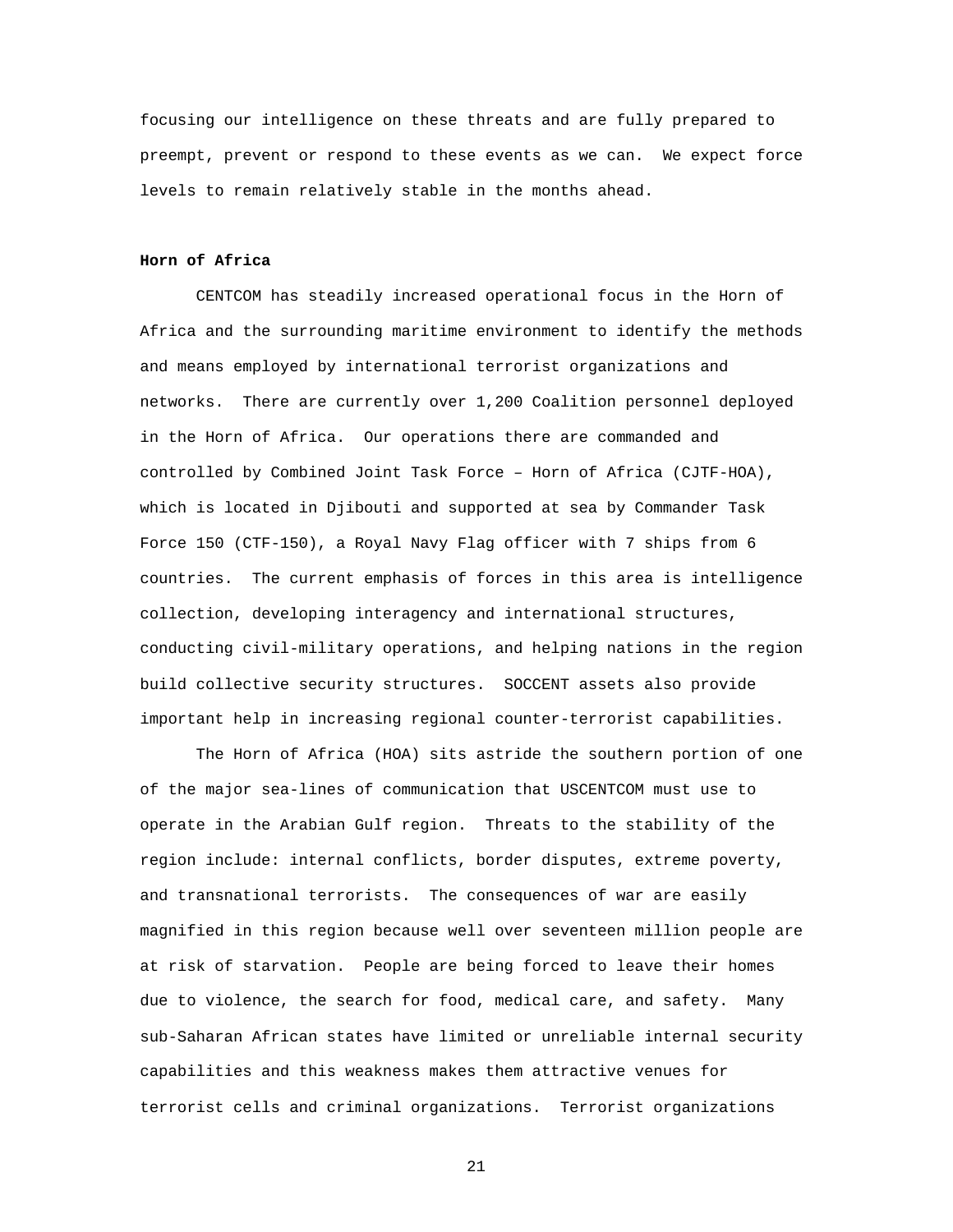focusing our intelligence on these threats and are fully prepared to preempt, prevent or respond to these events as we can. We expect force levels to remain relatively stable in the months ahead.

**Horn of Africa**

CENTCOM has steadily increased operational focus in the Horn of Africa and the surrounding maritime environment to identify the methods and means employed by international terrorist organizations and networks. There are currently over 1,200 Coalition personnel deployed in the Horn of Africa. Our operations there are commanded and controlled by Combined Joint Task Force – Horn of Africa (CJTF-HOA), which is located in Djibouti and supported at sea by Commander Task Force 150 (CTF-150), a Royal Navy Flag officer with 7 ships from 6 countries. The current emphasis of forces in this area is intelligence collection, developing interagency and international structures, conducting civil-military operations, and helping nations in the region build collective security structures. SOCCENT assets also provide important help in increasing regional counter-terrorist capabilities.

The Horn of Africa (HOA) sits astride the southern portion of one of the major sea-lines of communication that USCENTCOM must use to operate in the Arabian Gulf region. Threats to the stability of the region include: internal conflicts, border disputes, extreme poverty, and transnational terrorists. The consequences of war are easily magnified in this region because well over seventeen million people are at risk of starvation. People are being forced to leave their homes due to violence, the search for food, medical care, and safety. Many sub-Saharan African states have limited or unreliable internal security capabilities and this weakness makes them attractive venues for terrorist cells and criminal organizations. Terrorist organizations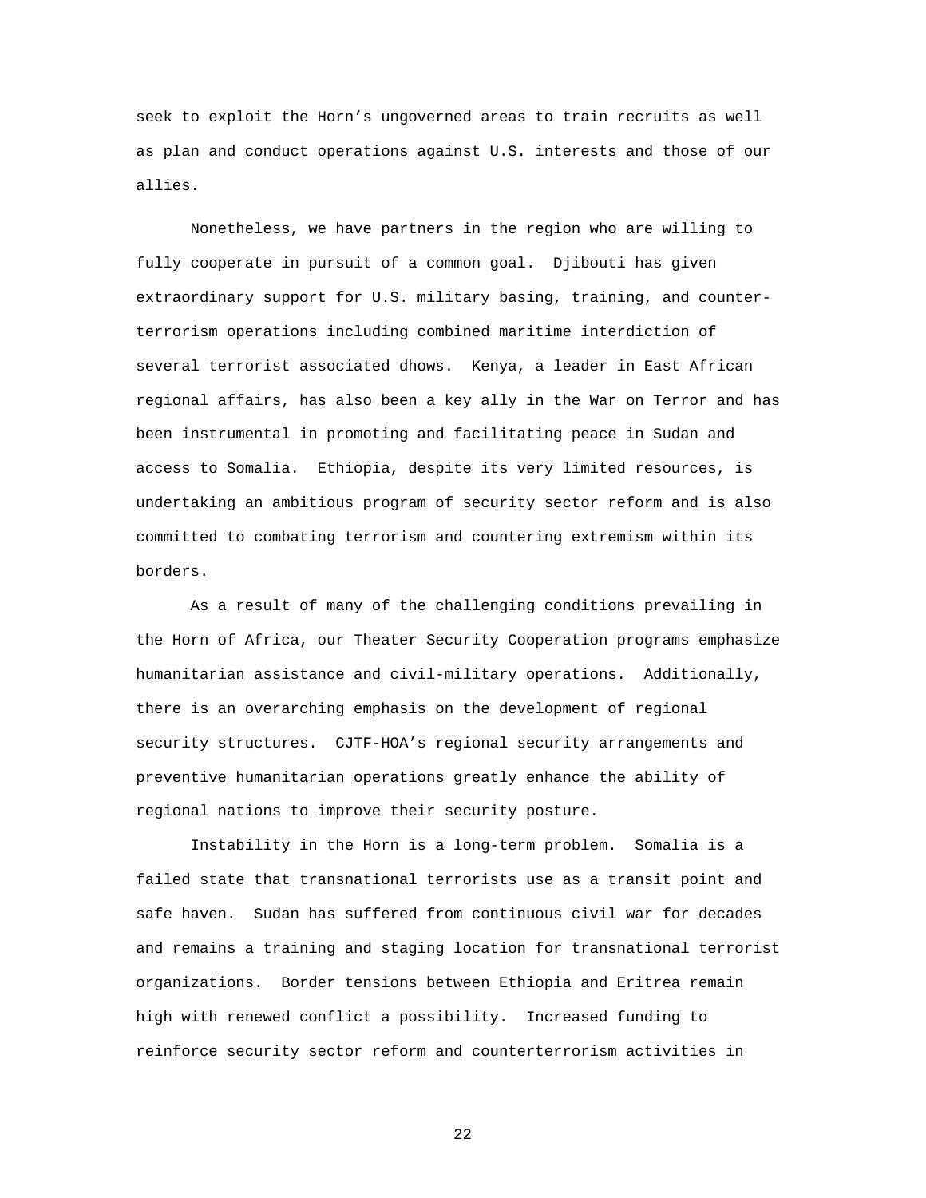seek to exploit the Horn’s ungoverned areas to train recruits as well as plan and conduct operations against U.S. interests and those of our allies.

Nonetheless, we have partners in the region who are willing to fully cooperate in pursuit of a common goal. Djibouti has given extraordinary support for U.S. military basing, training, and counter-terrorism operations including combined maritime interdiction of several terrorist associated dhows. Kenya, a leader in East African regional affairs, has also been a key ally in the War on Terror and has been instrumental in promoting and facilitating peace in Sudan and access to Somalia. Ethiopia, despite its very limited resources, is undertaking an ambitious program of security sector reform and is also committed to combating terrorism and countering extremism within its borders.

As a result of many of the challenging conditions prevailing in the Horn of Africa, our Theater Security Cooperation programs emphasize humanitarian assistance and civil-military operations. Additionally, there is an overarching emphasis on the development of regional security structures. CJTF-HOA’s regional security arrangements and preventive humanitarian operations greatly enhance the ability of regional nations to improve their security posture.

Instability in the Horn is a long-term problem. Somalia is a failed state that transnational terrorists use as a transit point and safe haven. Sudan has suffered from continuous civil war for decades and remains a training and staging location for transnational terrorist organizations. Border tensions between Ethiopia and Eritrea remain high with renewed conflict a possibility. Increased funding to reinforce security sector reform and counterterrorism activities in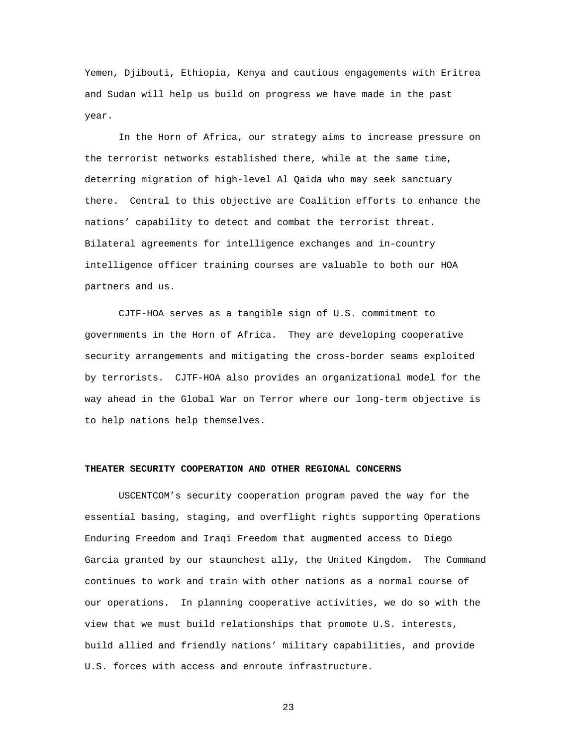Yemen, Djibouti, Ethiopia, Kenya and cautious engagements with Eritrea and Sudan will help us build on progress we have made in the past year.

In the Horn of Africa, our strategy aims to increase pressure on the terrorist networks established there, while at the same time, deterring migration of high-level Al Qaida who may seek sanctuary there. Central to this objective are Coalition efforts to enhance the nations' capability to detect and combat the terrorist threat. Bilateral agreements for intelligence exchanges and in-country intelligence officer training courses are valuable to both our HOA partners and us.

CJTF-HOA serves as a tangible sign of U.S. commitment to governments in the Horn of Africa. They are developing cooperative security arrangements and mitigating the cross-border seams exploited by terrorists. CJTF-HOA also provides an organizational model for the way ahead in the Global War on Terror where our long-term objective is to help nations help themselves.

## THEATER SECURITY COOPERATION AND OTHER REGIONAL CONCERNS

USCENTCOM's security cooperation program paved the way for the essential basing, staging, and overflight rights supporting Operations Enduring Freedom and Iraqi Freedom that augmented access to Diego Garcia granted by our staunchest ally, the United Kingdom. The Command continues to work and train with other nations as a normal course of our operations. In planning cooperative activities, we do so with the view that we must build relationships that promote U.S. interests, build allied and friendly nations' military capabilities, and provide U.S. forces with access and enroute infrastructure.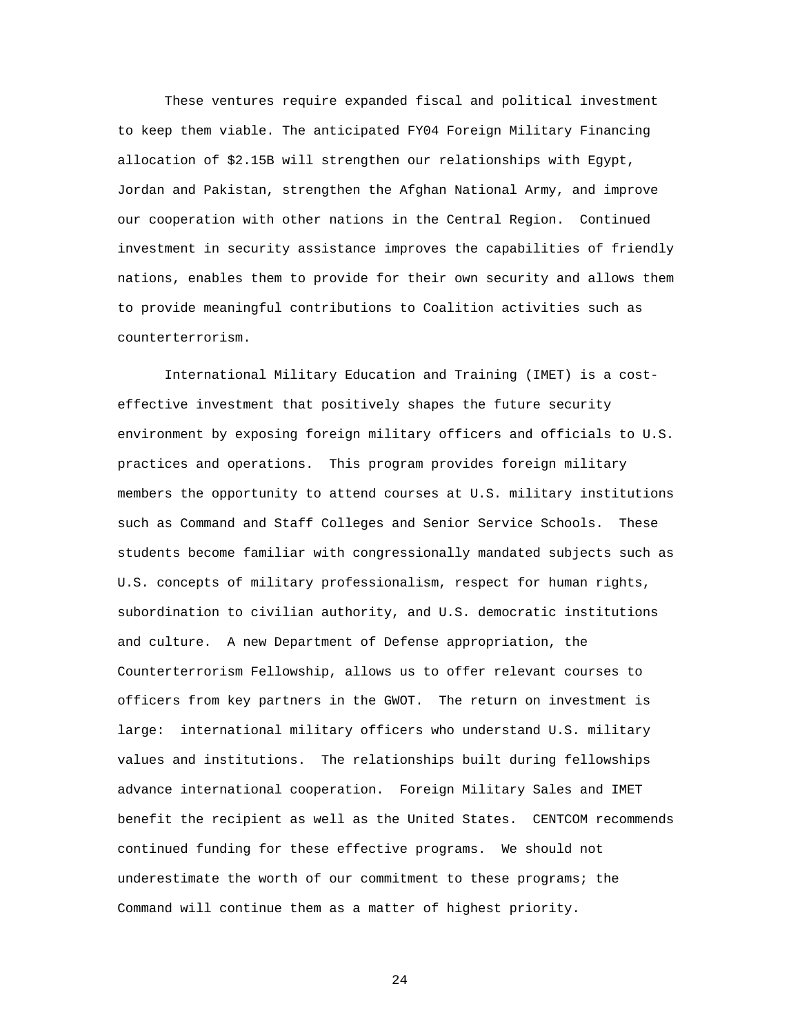These ventures require expanded fiscal and political investment to keep them viable. The anticipated FY04 Foreign Military Financing allocation of $2.15B will strengthen our relationships with Egypt, Jordan and Pakistan, strengthen the Afghan National Army, and improve our cooperation with other nations in the Central Region. Continued investment in security assistance improves the capabilities of friendly nations, enables them to provide for their own security and allows them to provide meaningful contributions to Coalition activities such as counterterrorism.

International Military Education and Training (IMET) is a cost-effective investment that positively shapes the future security environment by exposing foreign military officers and officials to U.S. practices and operations. This program provides foreign military members the opportunity to attend courses at U.S. military institutions such as Command and Staff Colleges and Senior Service Schools. These students become familiar with congressionally mandated subjects such as U.S. concepts of military professionalism, respect for human rights, subordination to civilian authority, and U.S. democratic institutions and culture. A new Department of Defense appropriation, the Counterterrorism Fellowship, allows us to offer relevant courses to officers from key partners in the GWOT. The return on investment is large: international military officers who understand U.S. military values and institutions. The relationships built during fellowships advance international cooperation. Foreign Military Sales and IMET benefit the recipient as well as the United States. CENTCOM recommends continued funding for these effective programs. We should not underestimate the worth of our commitment to these programs; the Command will continue them as a matter of highest priority.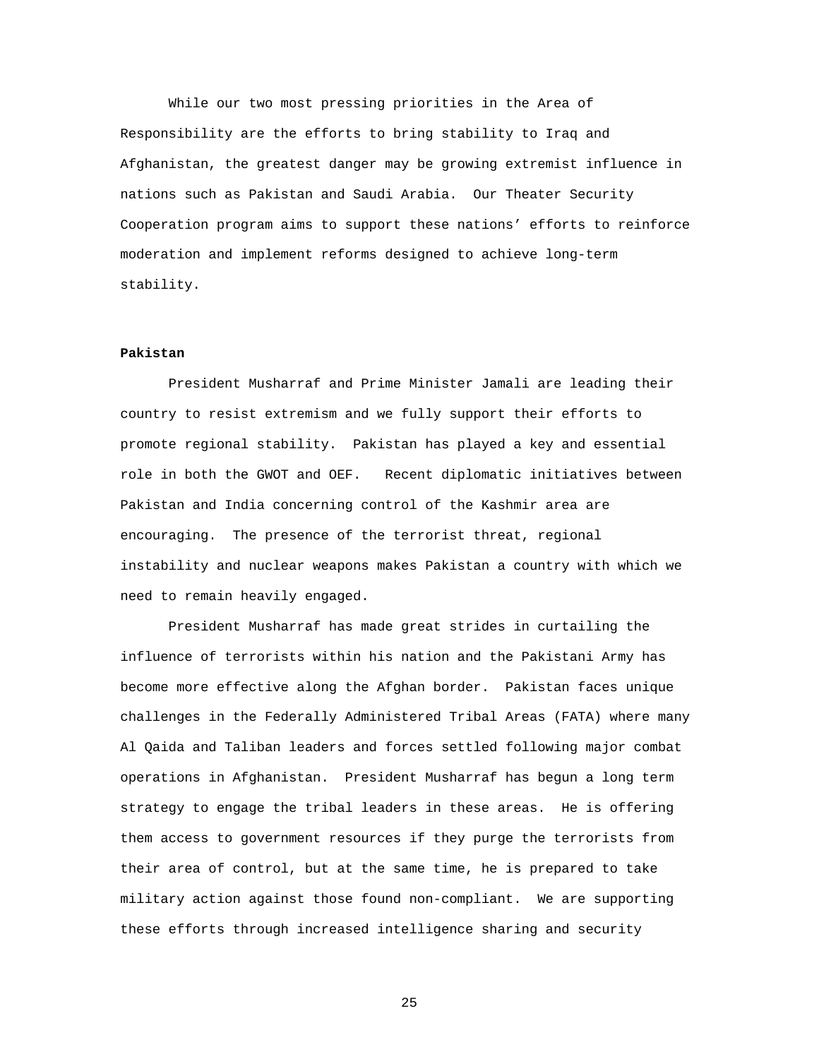While our two most pressing priorities in the Area of Responsibility are the efforts to bring stability to Iraq and Afghanistan, the greatest danger may be growing extremist influence in nations such as Pakistan and Saudi Arabia. Our Theater Security Cooperation program aims to support these nations' efforts to reinforce moderation and implement reforms designed to achieve long-term stability.

**Pakistan**

President Musharraf and Prime Minister Jamali are leading their country to resist extremism and we fully support their efforts to promote regional stability. Pakistan has played a key and essential role in both the GWOT and OEF. Recent diplomatic initiatives between Pakistan and India concerning control of the Kashmir area are encouraging. The presence of the terrorist threat, regional instability and nuclear weapons makes Pakistan a country with which we need to remain heavily engaged.

President Musharraf has made great strides in curtailing the influence of terrorists within his nation and the Pakistani Army has become more effective along the Afghan border. Pakistan faces unique challenges in the Federally Administered Tribal Areas (FATA) where many Al Qaida and Taliban leaders and forces settled following major combat operations in Afghanistan. President Musharraf has begun a long term strategy to engage the tribal leaders in these areas. He is offering them access to government resources if they purge the terrorists from their area of control, but at the same time, he is prepared to take military action against those found non-compliant. We are supporting these efforts through increased intelligence sharing and security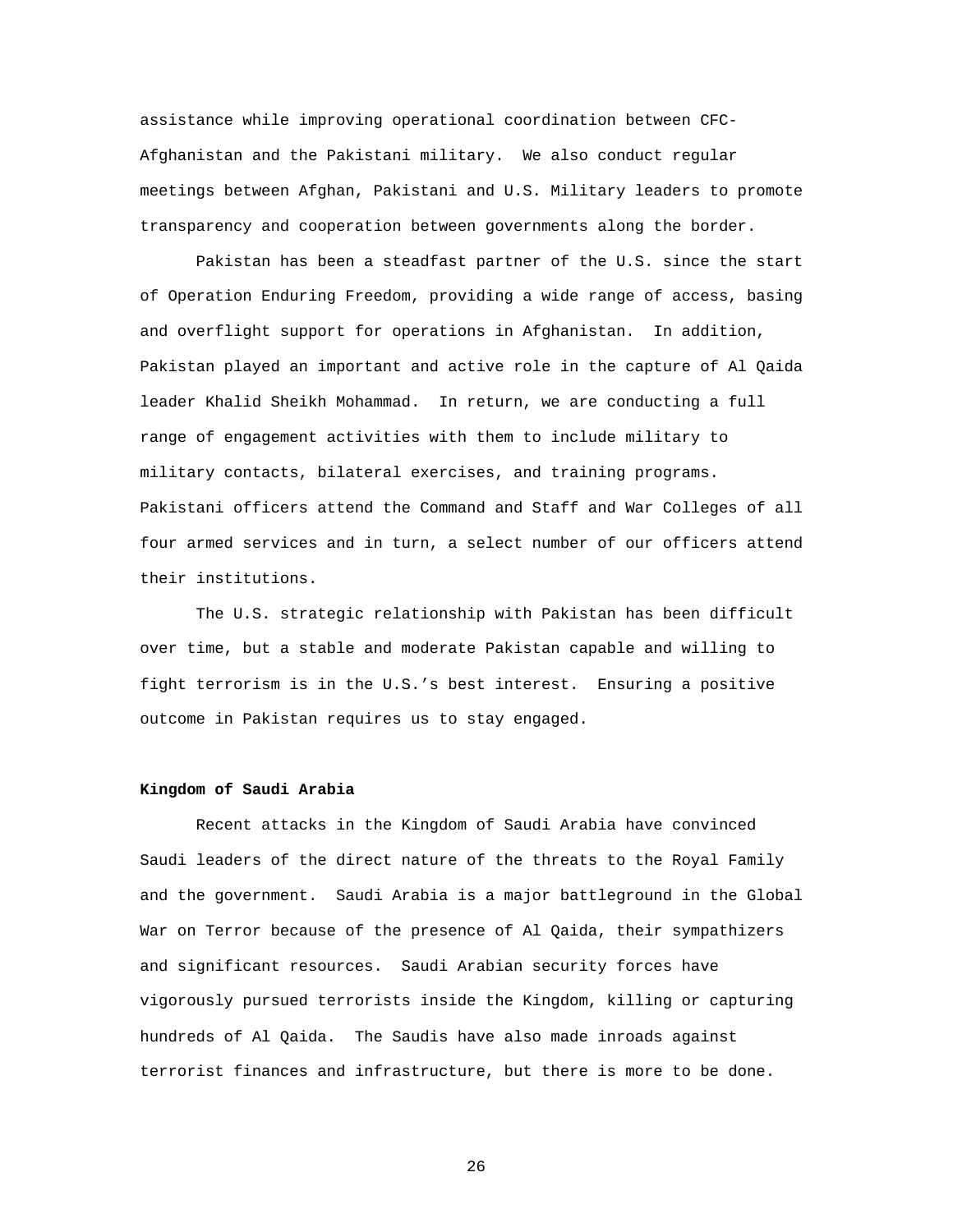assistance while improving operational coordination between CFC-Afghanistan and the Pakistani military. We also conduct regular meetings between Afghan, Pakistani and U.S. Military leaders to promote transparency and cooperation between governments along the border.

Pakistan has been a steadfast partner of the U.S. since the start of Operation Enduring Freedom, providing a wide range of access, basing and overflight support for operations in Afghanistan. In addition, Pakistan played an important and active role in the capture of Al Qaida leader Khalid Sheikh Mohammad. In return, we are conducting a full range of engagement activities with them to include military to military contacts, bilateral exercises, and training programs. Pakistani officers attend the Command and Staff and War Colleges of all four armed services and in turn, a select number of our officers attend their institutions.

The U.S. strategic relationship with Pakistan has been difficult over time, but a stable and moderate Pakistan capable and willing to fight terrorism is in the U.S.'s best interest. Ensuring a positive outcome in Pakistan requires us to stay engaged.

**Kingdom of Saudi Arabia**

Recent attacks in the Kingdom of Saudi Arabia have convinced Saudi leaders of the direct nature of the threats to the Royal Family and the government. Saudi Arabia is a major battleground in the Global War on Terror because of the presence of Al Qaida, their sympathizers and significant resources. Saudi Arabian security forces have vigorously pursued terrorists inside the Kingdom, killing or capturing hundreds of Al Qaida. The Saudis have also made inroads against terrorist finances and infrastructure, but there is more to be done.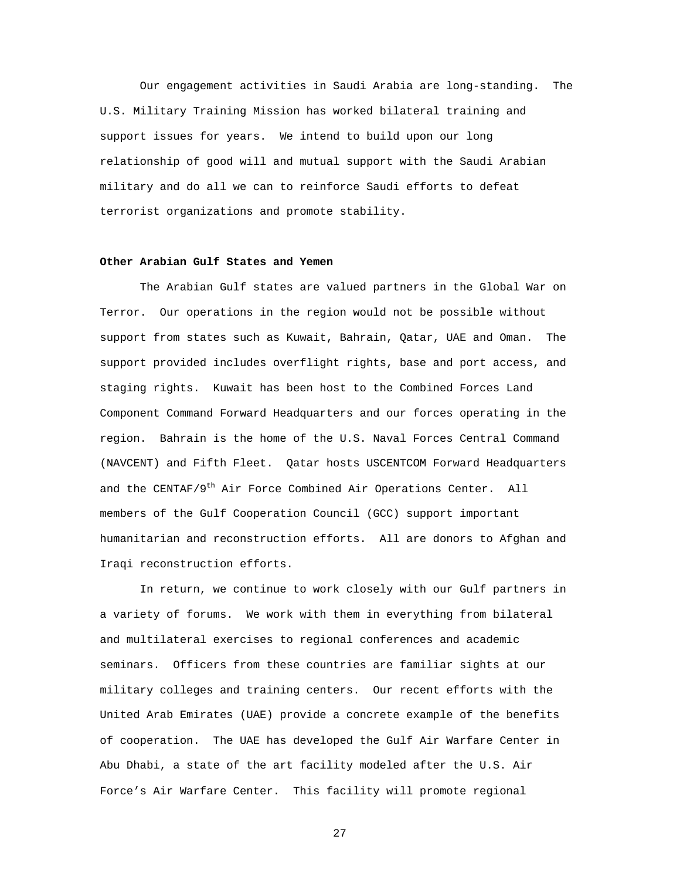Our engagement activities in Saudi Arabia are long-standing. The U.S. Military Training Mission has worked bilateral training and support issues for years. We intend to build upon our long relationship of good will and mutual support with the Saudi Arabian military and do all we can to reinforce Saudi efforts to defeat terrorist organizations and promote stability.

**Other Arabian Gulf States and Yemen**

The Arabian Gulf states are valued partners in the Global War on Terror. Our operations in the region would not be possible without support from states such as Kuwait, Bahrain, Qatar, UAE and Oman. The support provided includes overflight rights, base and port access, and staging rights. Kuwait has been host to the Combined Forces Land Component Command Forward Headquarters and our forces operating in the region. Bahrain is the home of the U.S. Naval Forces Central Command (NAVCENT) and Fifth Fleet. Qatar hosts USCENTCOM Forward Headquarters and the CENTAF/9th Air Force Combined Air Operations Center. All members of the Gulf Cooperation Council (GCC) support important humanitarian and reconstruction efforts. All are donors to Afghan and Iraqi reconstruction efforts.

In return, we continue to work closely with our Gulf partners in a variety of forums. We work with them in everything from bilateral and multilateral exercises to regional conferences and academic seminars. Officers from these countries are familiar sights at our military colleges and training centers. Our recent efforts with the United Arab Emirates (UAE) provide a concrete example of the benefits of cooperation. The UAE has developed the Gulf Air Warfare Center in Abu Dhabi, a state of the art facility modeled after the U.S. Air Force's Air Warfare Center. This facility will promote regional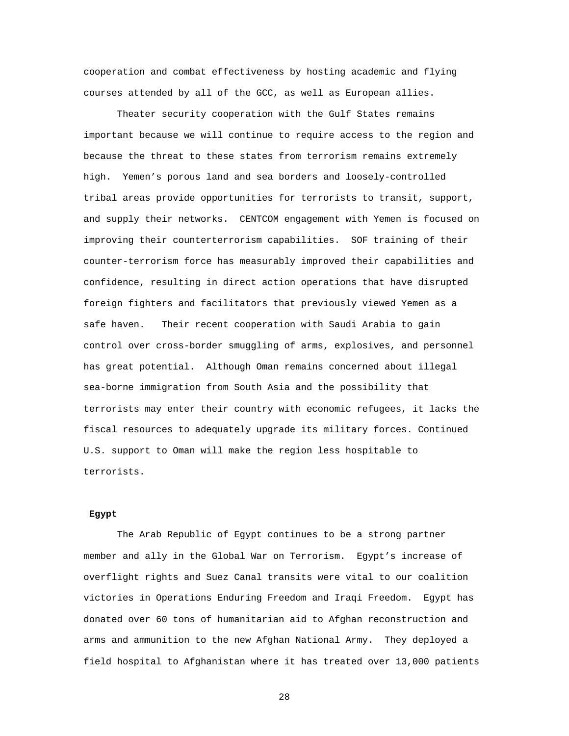cooperation and combat effectiveness by hosting academic and flying courses attended by all of the GCC, as well as European allies.

Theater security cooperation with the Gulf States remains important because we will continue to require access to the region and because the threat to these states from terrorism remains extremely high. Yemen's porous land and sea borders and loosely-controlled tribal areas provide opportunities for terrorists to transit, support, and supply their networks. CENTCOM engagement with Yemen is focused on improving their counterterrorism capabilities. SOF training of their counter-terrorism force has measurably improved their capabilities and confidence, resulting in direct action operations that have disrupted foreign fighters and facilitators that previously viewed Yemen as a safe haven. Their recent cooperation with Saudi Arabia to gain control over cross-border smuggling of arms, explosives, and personnel has great potential. Although Oman remains concerned about illegal sea-borne immigration from South Asia and the possibility that terrorists may enter their country with economic refugees, it lacks the fiscal resources to adequately upgrade its military forces. Continued U.S. support to Oman will make the region less hospitable to terrorists.

**Egypt**

The Arab Republic of Egypt continues to be a strong partner member and ally in the Global War on Terrorism. Egypt's increase of overflight rights and Suez Canal transits were vital to our coalition victories in Operations Enduring Freedom and Iraqi Freedom. Egypt has donated over 60 tons of humanitarian aid to Afghan reconstruction and arms and ammunition to the new Afghan National Army. They deployed a field hospital to Afghanistan where it has treated over 13,000 patients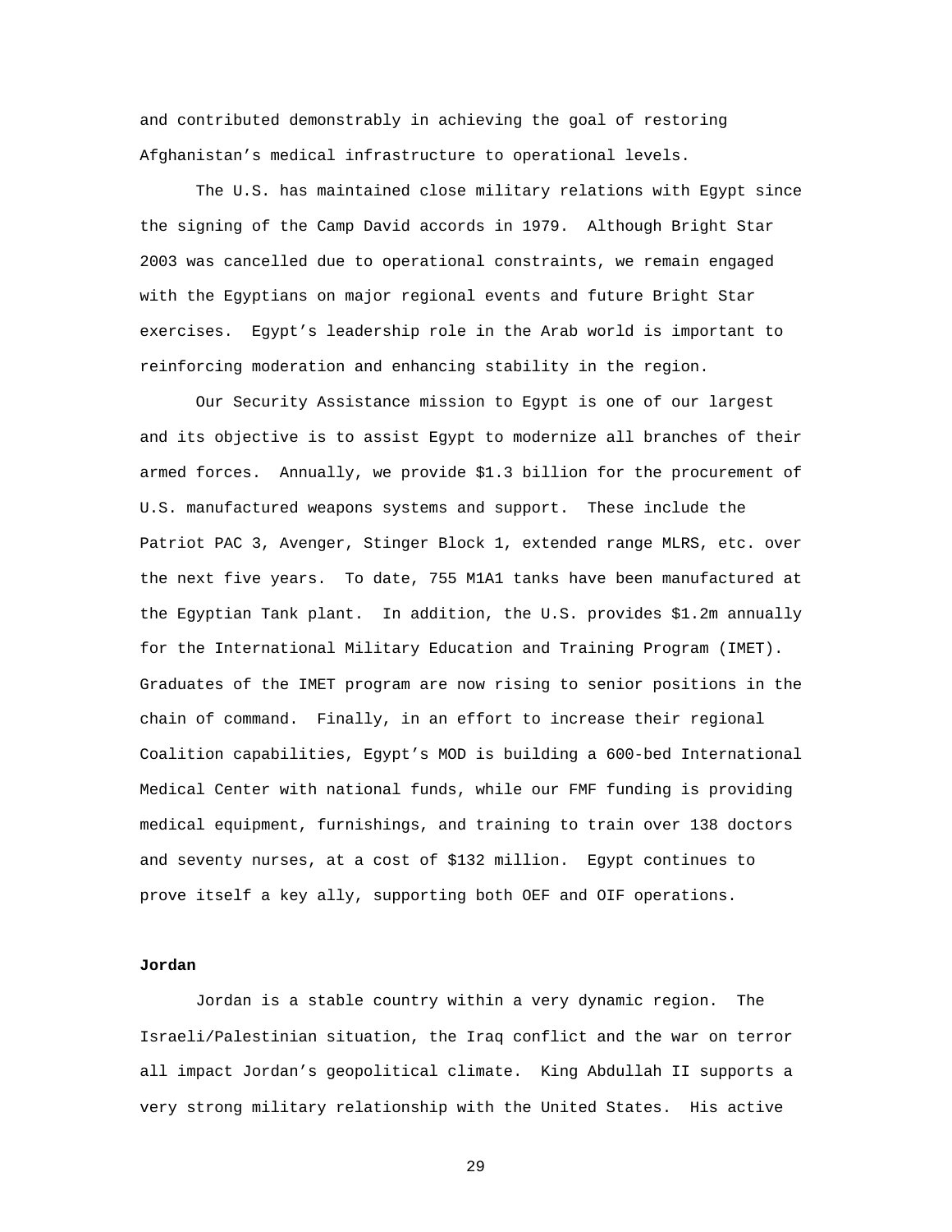and contributed demonstrably in achieving the goal of restoring Afghanistan's medical infrastructure to operational levels.

The U.S. has maintained close military relations with Egypt since the signing of the Camp David accords in 1979. Although Bright Star 2003 was cancelled due to operational constraints, we remain engaged with the Egyptians on major regional events and future Bright Star exercises. Egypt's leadership role in the Arab world is important to reinforcing moderation and enhancing stability in the region.

Our Security Assistance mission to Egypt is one of our largest and its objective is to assist Egypt to modernize all branches of their armed forces. Annually, we provide $1.3 billion for the procurement of U.S. manufactured weapons systems and support. These include the Patriot PAC 3, Avenger, Stinger Block 1, extended range MLRS, etc. over the next five years. To date, 755 M1A1 tanks have been manufactured at the Egyptian Tank plant. In addition, the U.S. provides $1.2m annually for the International Military Education and Training Program (IMET). Graduates of the IMET program are now rising to senior positions in the chain of command. Finally, in an effort to increase their regional Coalition capabilities, Egypt's MOD is building a 600-bed International Medical Center with national funds, while our FMF funding is providing medical equipment, furnishings, and training to train over 138 doctors and seventy nurses, at a cost of $132 million. Egypt continues to prove itself a key ally, supporting both OEF and OIF operations.

**Jordan**

Jordan is a stable country within a very dynamic region. The Israeli/Palestinian situation, the Iraq conflict and the war on terror all impact Jordan's geopolitical climate. King Abdullah II supports a very strong military relationship with the United States. His active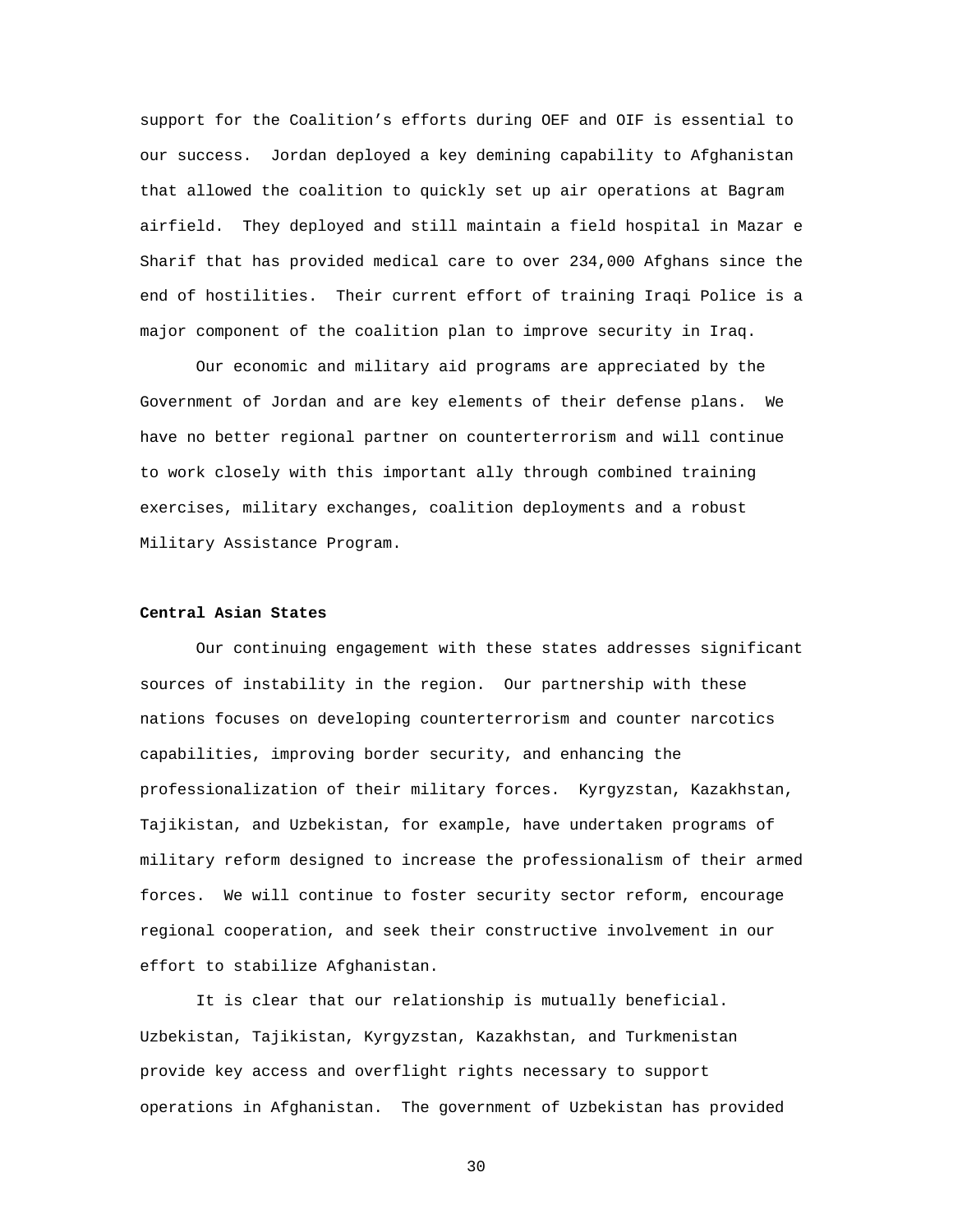support for the Coalition's efforts during OEF and OIF is essential to our success. Jordan deployed a key demining capability to Afghanistan that allowed the coalition to quickly set up air operations at Bagram airfield. They deployed and still maintain a field hospital in Mazar e Sharif that has provided medical care to over 234,000 Afghans since the end of hostilities. Their current effort of training Iraqi Police is a major component of the coalition plan to improve security in Iraq.

Our economic and military aid programs are appreciated by the Government of Jordan and are key elements of their defense plans. We have no better regional partner on counterterrorism and will continue to work closely with this important ally through combined training exercises, military exchanges, coalition deployments and a robust Military Assistance Program.

**Central Asian States**

Our continuing engagement with these states addresses significant sources of instability in the region. Our partnership with these nations focuses on developing counterterrorism and counter narcotics capabilities, improving border security, and enhancing the professionalization of their military forces. Kyrgyzstan, Kazakhstan, Tajikistan, and Uzbekistan, for example, have undertaken programs of military reform designed to increase the professionalism of their armed forces. We will continue to foster security sector reform, encourage regional cooperation, and seek their constructive involvement in our effort to stabilize Afghanistan.

It is clear that our relationship is mutually beneficial. Uzbekistan, Tajikistan, Kyrgyzstan, Kazakhstan, and Turkmenistan provide key access and overflight rights necessary to support operations in Afghanistan. The government of Uzbekistan has provided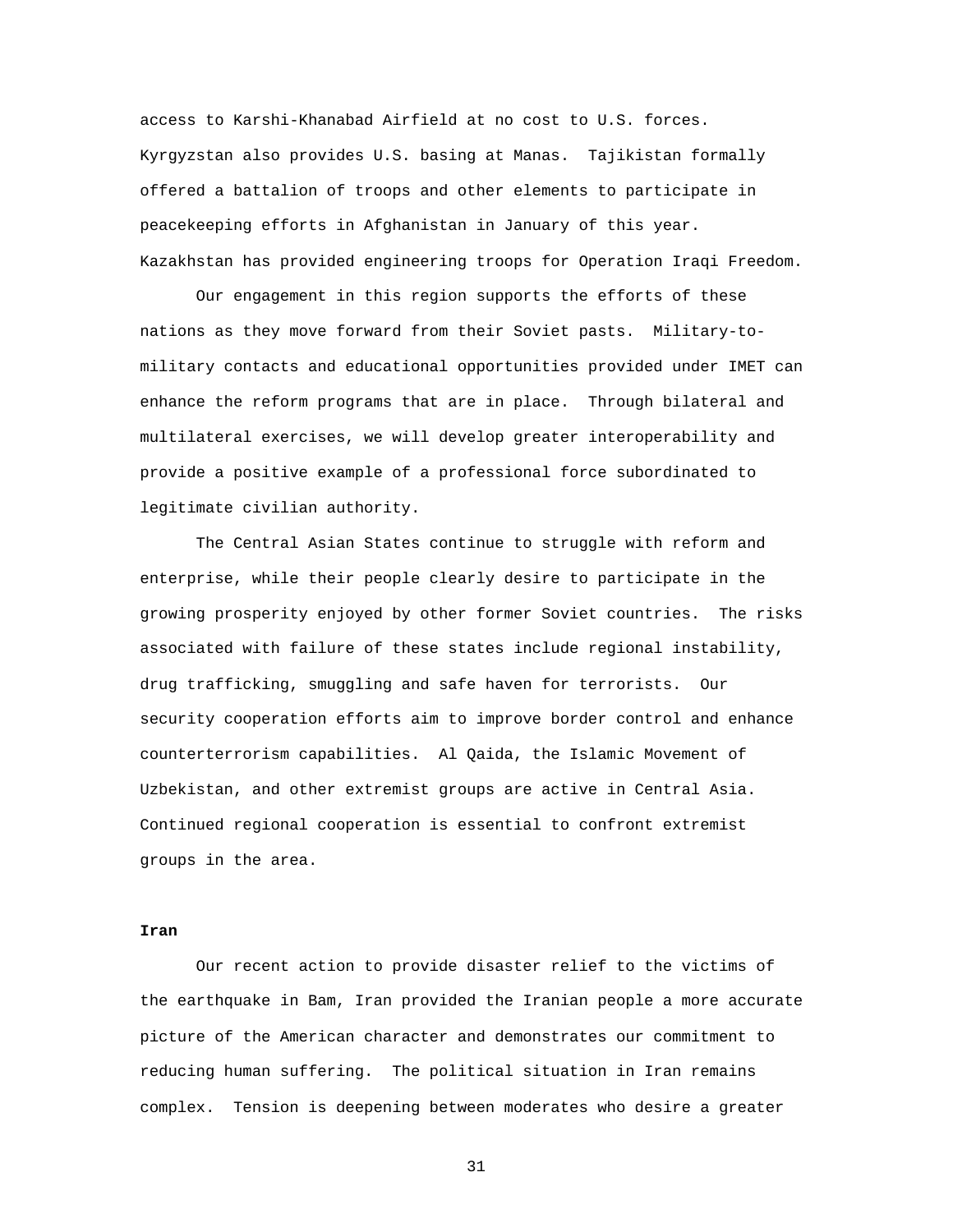access to Karshi-Khanabad Airfield at no cost to U.S. forces. Kyrgyzstan also provides U.S. basing at Manas. Tajikistan formally offered a battalion of troops and other elements to participate in peacekeeping efforts in Afghanistan in January of this year. Kazakhstan has provided engineering troops for Operation Iraqi Freedom.

Our engagement in this region supports the efforts of these nations as they move forward from their Soviet pasts. Military-to-military contacts and educational opportunities provided under IMET can enhance the reform programs that are in place. Through bilateral and multilateral exercises, we will develop greater interoperability and provide a positive example of a professional force subordinated to legitimate civilian authority.

The Central Asian States continue to struggle with reform and enterprise, while their people clearly desire to participate in the growing prosperity enjoyed by other former Soviet countries. The risks associated with failure of these states include regional instability, drug trafficking, smuggling and safe haven for terrorists. Our security cooperation efforts aim to improve border control and enhance counterterrorism capabilities. Al Qaida, the Islamic Movement of Uzbekistan, and other extremist groups are active in Central Asia. Continued regional cooperation is essential to confront extremist groups in the area.

**Iran**

Our recent action to provide disaster relief to the victims of the earthquake in Bam, Iran provided the Iranian people a more accurate picture of the American character and demonstrates our commitment to reducing human suffering. The political situation in Iran remains complex. Tension is deepening between moderates who desire a greater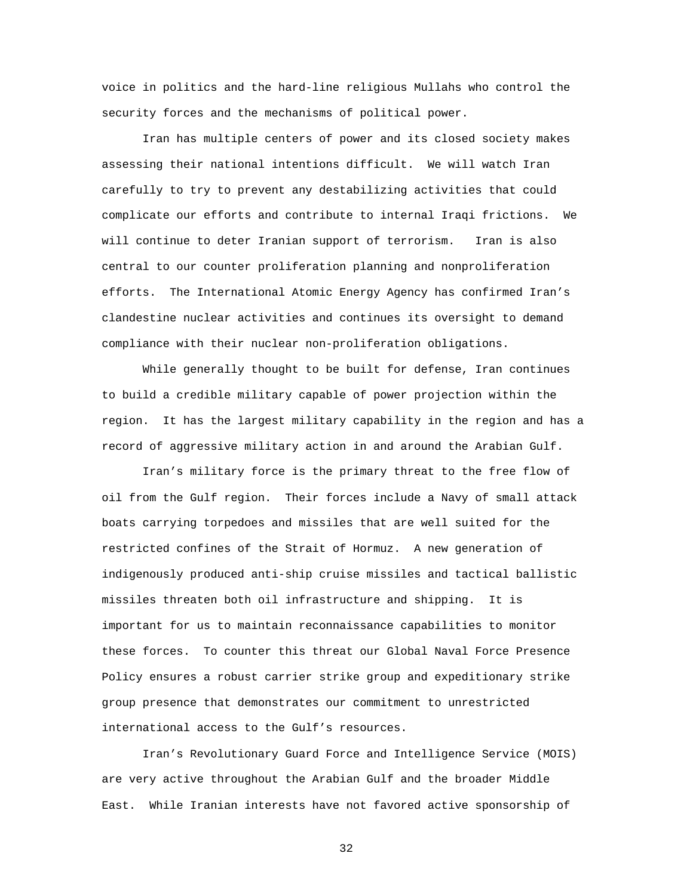voice in politics and the hard-line religious Mullahs who control the security forces and the mechanisms of political power.

Iran has multiple centers of power and its closed society makes assessing their national intentions difficult. We will watch Iran carefully to try to prevent any destabilizing activities that could complicate our efforts and contribute to internal Iraqi frictions. We will continue to deter Iranian support of terrorism. Iran is also central to our counter proliferation planning and nonproliferation efforts. The International Atomic Energy Agency has confirmed Iran's clandestine nuclear activities and continues its oversight to demand compliance with their nuclear non-proliferation obligations.

While generally thought to be built for defense, Iran continues to build a credible military capable of power projection within the region. It has the largest military capability in the region and has a record of aggressive military action in and around the Arabian Gulf.

Iran's military force is the primary threat to the free flow of oil from the Gulf region. Their forces include a Navy of small attack boats carrying torpedoes and missiles that are well suited for the restricted confines of the Strait of Hormuz. A new generation of indigenously produced anti-ship cruise missiles and tactical ballistic missiles threaten both oil infrastructure and shipping. It is important for us to maintain reconnaissance capabilities to monitor these forces. To counter this threat our Global Naval Force Presence Policy ensures a robust carrier strike group and expeditionary strike group presence that demonstrates our commitment to unrestricted international access to the Gulf's resources.

Iran's Revolutionary Guard Force and Intelligence Service (MOIS) are very active throughout the Arabian Gulf and the broader Middle East. While Iranian interests have not favored active sponsorship of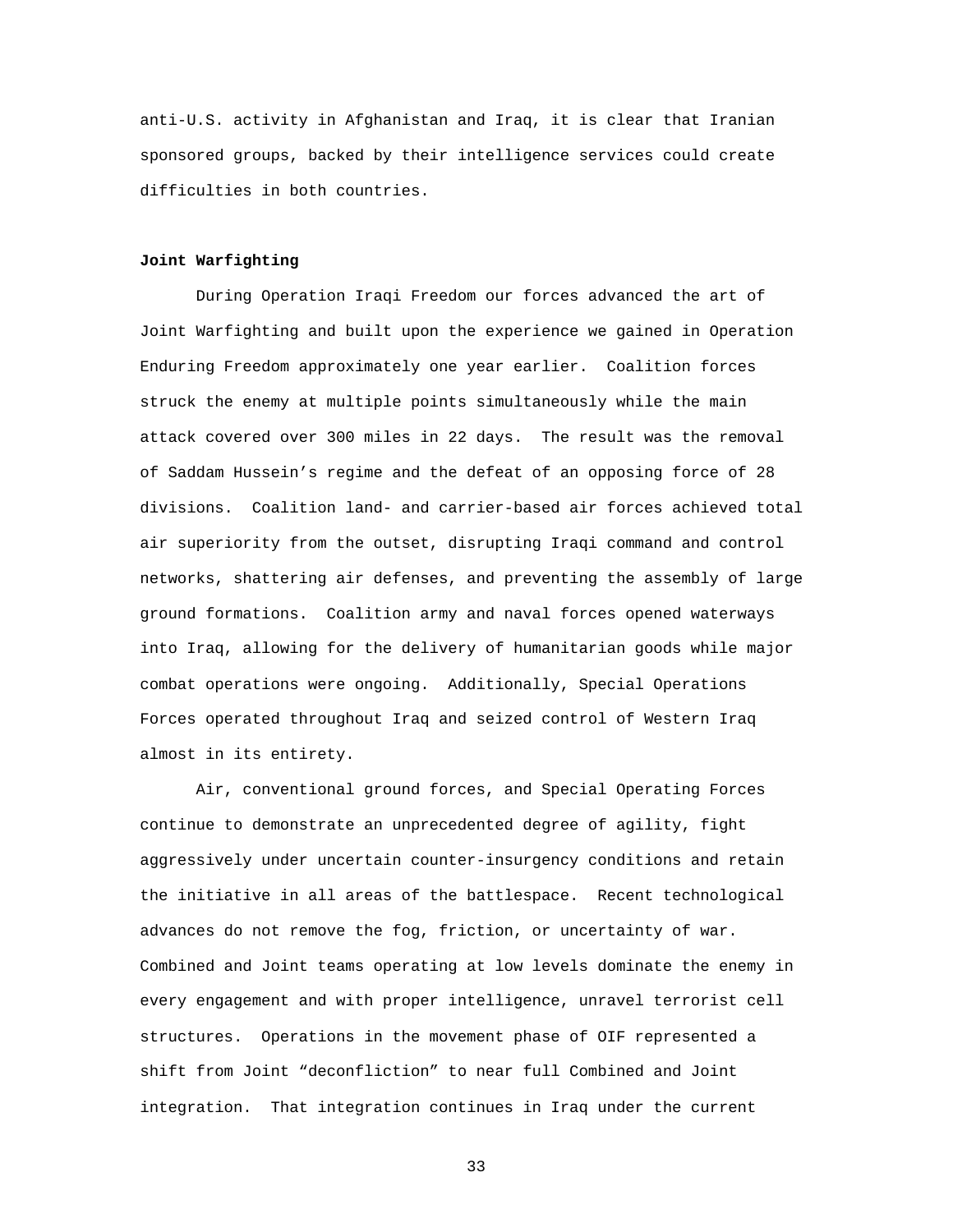anti-U.S. activity in Afghanistan and Iraq, it is clear that Iranian sponsored groups, backed by their intelligence services could create difficulties in both countries.

**Joint Warfighting**

During Operation Iraqi Freedom our forces advanced the art of Joint Warfighting and built upon the experience we gained in Operation Enduring Freedom approximately one year earlier. Coalition forces struck the enemy at multiple points simultaneously while the main attack covered over 300 miles in 22 days. The result was the removal of Saddam Hussein's regime and the defeat of an opposing force of 28 divisions. Coalition land- and carrier-based air forces achieved total air superiority from the outset, disrupting Iraqi command and control networks, shattering air defenses, and preventing the assembly of large ground formations. Coalition army and naval forces opened waterways into Iraq, allowing for the delivery of humanitarian goods while major combat operations were ongoing. Additionally, Special Operations Forces operated throughout Iraq and seized control of Western Iraq almost in its entirety.

Air, conventional ground forces, and Special Operating Forces continue to demonstrate an unprecedented degree of agility, fight aggressively under uncertain counter-insurgency conditions and retain the initiative in all areas of the battlespace. Recent technological advances do not remove the fog, friction, or uncertainty of war. Combined and Joint teams operating at low levels dominate the enemy in every engagement and with proper intelligence, unravel terrorist cell structures. Operations in the movement phase of OIF represented a shift from Joint "deconfliction" to near full Combined and Joint integration. That integration continues in Iraq under the current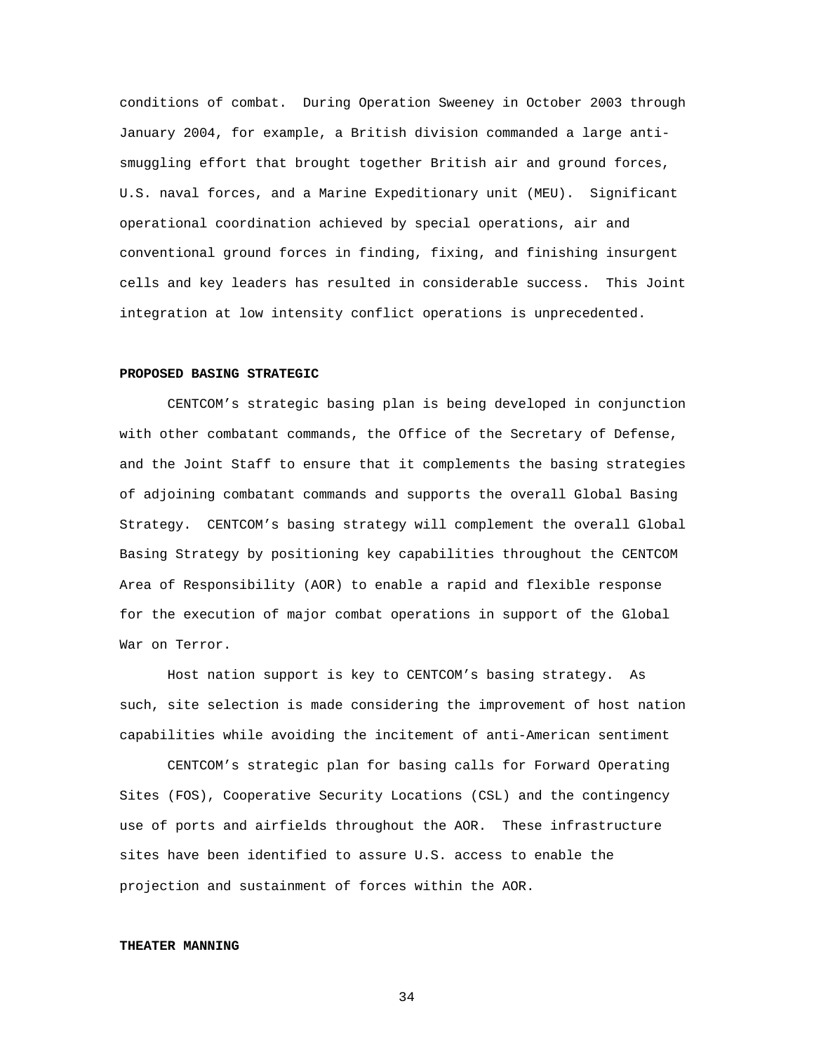conditions of combat. During Operation Sweeney in October 2003 through January 2004, for example, a British division commanded a large anti-smuggling effort that brought together British air and ground forces, U.S. naval forces, and a Marine Expeditionary unit (MEU). Significant operational coordination achieved by special operations, air and conventional ground forces in finding, fixing, and finishing insurgent cells and key leaders has resulted in considerable success. This Joint integration at low intensity conflict operations is unprecedented.

**PROPOSED BASING STRATEGIC**

CENTCOM's strategic basing plan is being developed in conjunction with other combatant commands, the Office of the Secretary of Defense, and the Joint Staff to ensure that it complements the basing strategies of adjoining combatant commands and supports the overall Global Basing Strategy. CENTCOM's basing strategy will complement the overall Global Basing Strategy by positioning key capabilities throughout the CENTCOM Area of Responsibility (AOR) to enable a rapid and flexible response for the execution of major combat operations in support of the Global War on Terror.

Host nation support is key to CENTCOM's basing strategy. As such, site selection is made considering the improvement of host nation capabilities while avoiding the incitement of anti-American sentiment

CENTCOM's strategic plan for basing calls for Forward Operating Sites (FOS), Cooperative Security Locations (CSL) and the contingency use of ports and airfields throughout the AOR. These infrastructure sites have been identified to assure U.S. access to enable the projection and sustainment of forces within the AOR.

**THEATER MANNING**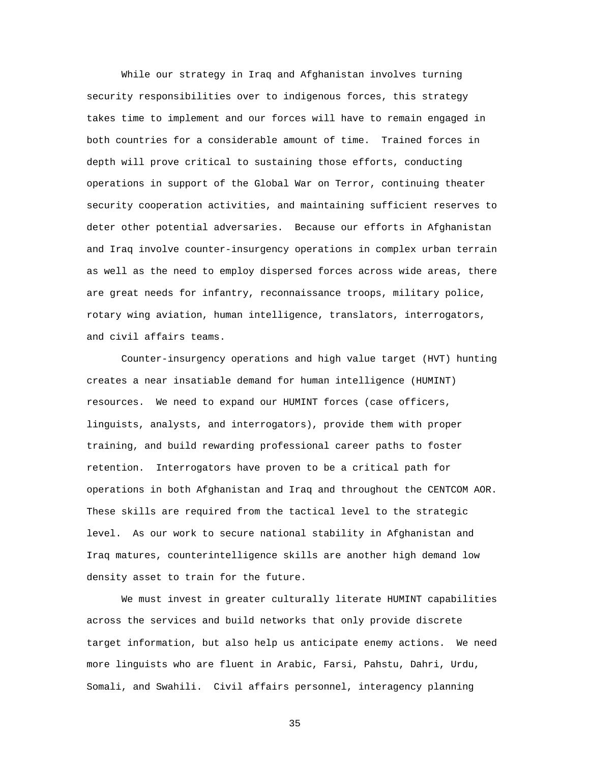While our strategy in Iraq and Afghanistan involves turning security responsibilities over to indigenous forces, this strategy takes time to implement and our forces will have to remain engaged in both countries for a considerable amount of time. Trained forces in depth will prove critical to sustaining those efforts, conducting operations in support of the Global War on Terror, continuing theater security cooperation activities, and maintaining sufficient reserves to deter other potential adversaries. Because our efforts in Afghanistan and Iraq involve counter-insurgency operations in complex urban terrain as well as the need to employ dispersed forces across wide areas, there are great needs for infantry, reconnaissance troops, military police, rotary wing aviation, human intelligence, translators, interrogators, and civil affairs teams.

Counter-insurgency operations and high value target (HVT) hunting creates a near insatiable demand for human intelligence (HUMINT) resources. We need to expand our HUMINT forces (case officers, linguists, analysts, and interrogators), provide them with proper training, and build rewarding professional career paths to foster retention. Interrogators have proven to be a critical path for operations in both Afghanistan and Iraq and throughout the CENTCOM AOR. These skills are required from the tactical level to the strategic level. As our work to secure national stability in Afghanistan and Iraq matures, counterintelligence skills are another high demand low density asset to train for the future.

We must invest in greater culturally literate HUMINT capabilities across the services and build networks that only provide discrete target information, but also help us anticipate enemy actions. We need more linguists who are fluent in Arabic, Farsi, Pahstu, Dahri, Urdu, Somali, and Swahili. Civil affairs personnel, interagency planning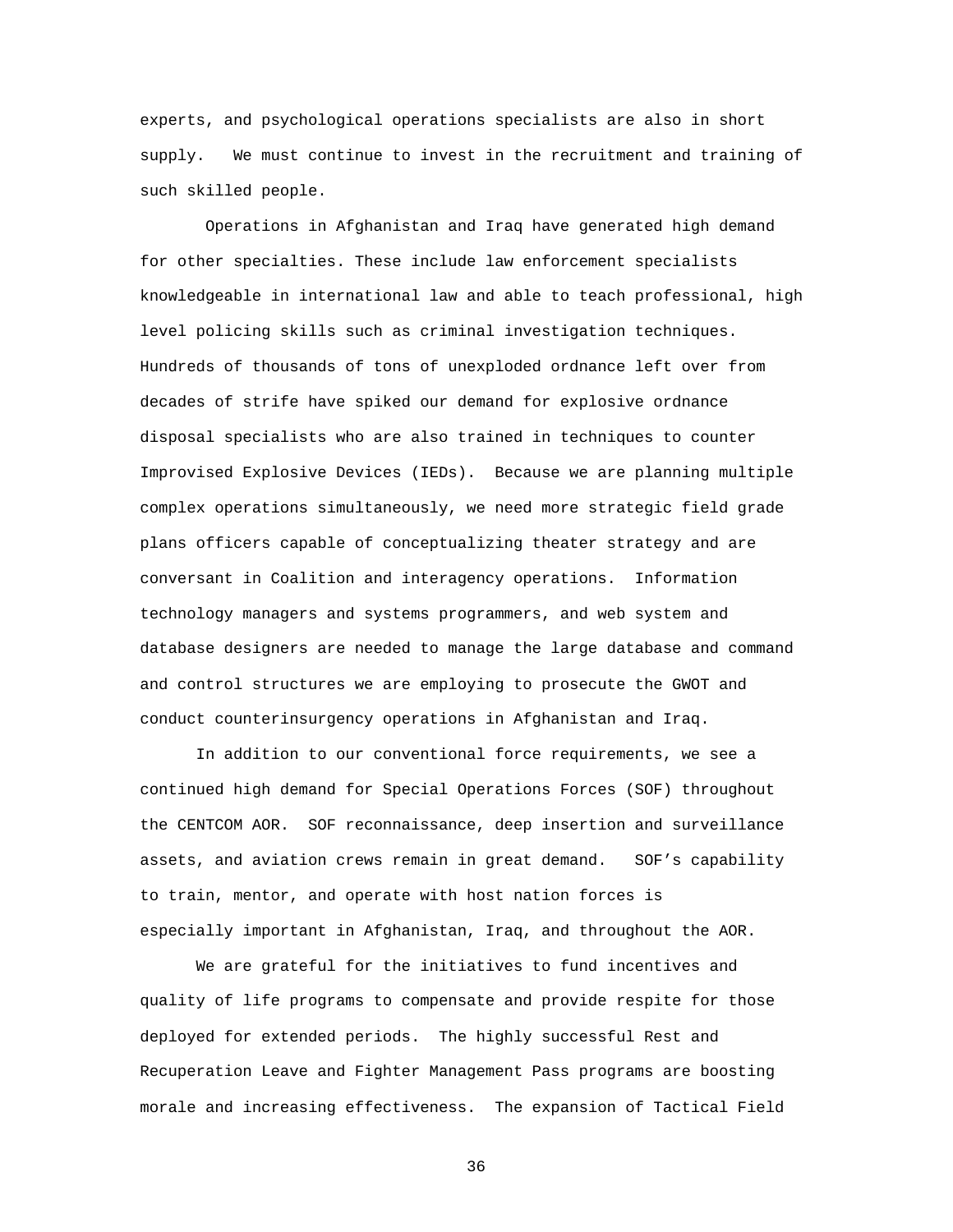experts, and psychological operations specialists are also in short supply. We must continue to invest in the recruitment and training of such skilled people.

Operations in Afghanistan and Iraq have generated high demand for other specialties. These include law enforcement specialists knowledgeable in international law and able to teach professional, high level policing skills such as criminal investigation techniques. Hundreds of thousands of tons of unexploded ordnance left over from decades of strife have spiked our demand for explosive ordnance disposal specialists who are also trained in techniques to counter Improvised Explosive Devices (IEDs). Because we are planning multiple complex operations simultaneously, we need more strategic field grade plans officers capable of conceptualizing theater strategy and are conversant in Coalition and interagency operations. Information technology managers and systems programmers, and web system and database designers are needed to manage the large database and command and control structures we are employing to prosecute the GWOT and conduct counterinsurgency operations in Afghanistan and Iraq.

In addition to our conventional force requirements, we see a continued high demand for Special Operations Forces (SOF) throughout the CENTCOM AOR. SOF reconnaissance, deep insertion and surveillance assets, and aviation crews remain in great demand. SOF's capability to train, mentor, and operate with host nation forces is especially important in Afghanistan, Iraq, and throughout the AOR.

We are grateful for the initiatives to fund incentives and quality of life programs to compensate and provide respite for those deployed for extended periods. The highly successful Rest and Recuperation Leave and Fighter Management Pass programs are boosting morale and increasing effectiveness. The expansion of Tactical Field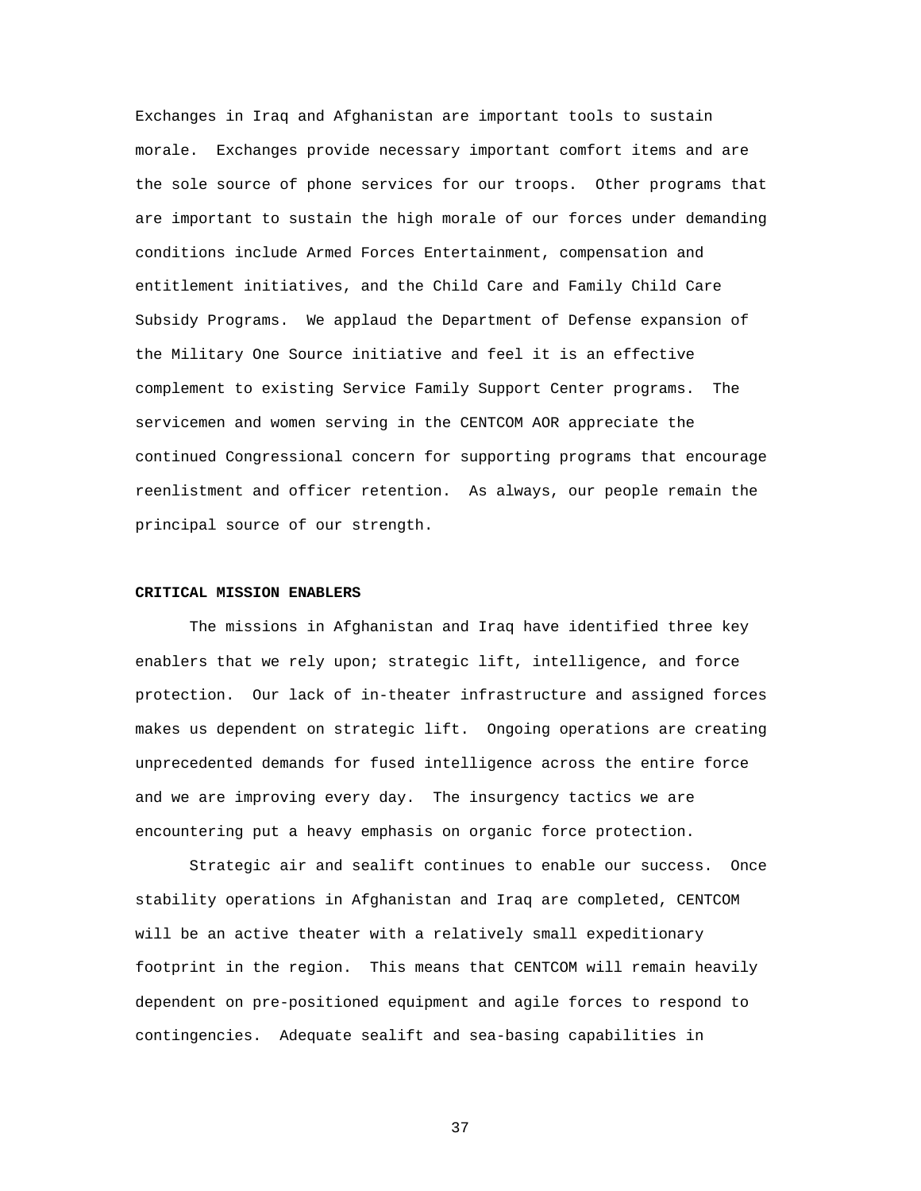Exchanges in Iraq and Afghanistan are important tools to sustain morale. Exchanges provide necessary important comfort items and are the sole source of phone services for our troops. Other programs that are important to sustain the high morale of our forces under demanding conditions include Armed Forces Entertainment, compensation and entitlement initiatives, and the Child Care and Family Child Care Subsidy Programs. We applaud the Department of Defense expansion of the Military One Source initiative and feel it is an effective complement to existing Service Family Support Center programs. The servicemen and women serving in the CENTCOM AOR appreciate the continued Congressional concern for supporting programs that encourage reenlistment and officer retention. As always, our people remain the principal source of our strength.

**CRITICAL MISSION ENABLERS**

The missions in Afghanistan and Iraq have identified three key enablers that we rely upon; strategic lift, intelligence, and force protection. Our lack of in-theater infrastructure and assigned forces makes us dependent on strategic lift. Ongoing operations are creating unprecedented demands for fused intelligence across the entire force and we are improving every day. The insurgency tactics we are encountering put a heavy emphasis on organic force protection.

Strategic air and sealift continues to enable our success. Once stability operations in Afghanistan and Iraq are completed, CENTCOM will be an active theater with a relatively small expeditionary footprint in the region. This means that CENTCOM will remain heavily dependent on pre-positioned equipment and agile forces to respond to contingencies. Adequate sealift and sea-basing capabilities in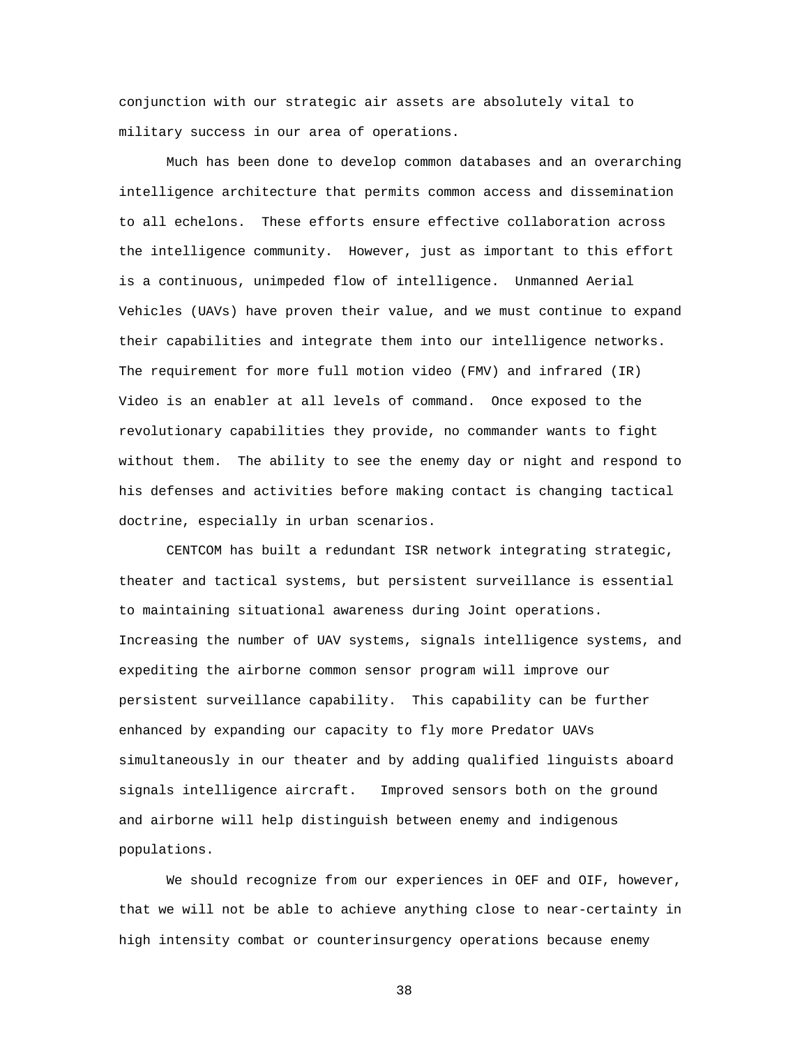conjunction with our strategic air assets are absolutely vital to military success in our area of operations.

Much has been done to develop common databases and an overarching intelligence architecture that permits common access and dissemination to all echelons. These efforts ensure effective collaboration across the intelligence community. However, just as important to this effort is a continuous, unimpeded flow of intelligence. Unmanned Aerial Vehicles (UAVs) have proven their value, and we must continue to expand their capabilities and integrate them into our intelligence networks. The requirement for more full motion video (FMV) and infrared (IR) Video is an enabler at all levels of command. Once exposed to the revolutionary capabilities they provide, no commander wants to fight without them. The ability to see the enemy day or night and respond to his defenses and activities before making contact is changing tactical doctrine, especially in urban scenarios.

CENTCOM has built a redundant ISR network integrating strategic, theater and tactical systems, but persistent surveillance is essential to maintaining situational awareness during Joint operations. Increasing the number of UAV systems, signals intelligence systems, and expediting the airborne common sensor program will improve our persistent surveillance capability. This capability can be further enhanced by expanding our capacity to fly more Predator UAVs simultaneously in our theater and by adding qualified linguists aboard signals intelligence aircraft. Improved sensors both on the ground and airborne will help distinguish between enemy and indigenous populations.

We should recognize from our experiences in OEF and OIF, however, that we will not be able to achieve anything close to near-certainty in high intensity combat or counterinsurgency operations because enemy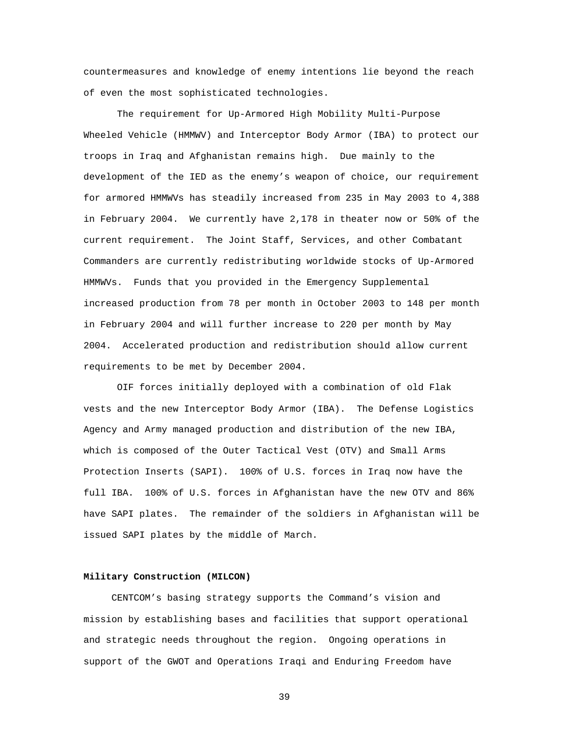countermeasures and knowledge of enemy intentions lie beyond the reach of even the most sophisticated technologies.

The requirement for Up-Armored High Mobility Multi-Purpose Wheeled Vehicle (HMMWV) and Interceptor Body Armor (IBA) to protect our troops in Iraq and Afghanistan remains high. Due mainly to the development of the IED as the enemy's weapon of choice, our requirement for armored HMMWVs has steadily increased from 235 in May 2003 to 4,388 in February 2004. We currently have 2,178 in theater now or 50% of the current requirement. The Joint Staff, Services, and other Combatant Commanders are currently redistributing worldwide stocks of Up-Armored HMMWVs. Funds that you provided in the Emergency Supplemental increased production from 78 per month in October 2003 to 148 per month in February 2004 and will further increase to 220 per month by May 2004. Accelerated production and redistribution should allow current requirements to be met by December 2004.

OIF forces initially deployed with a combination of old Flak vests and the new Interceptor Body Armor (IBA). The Defense Logistics Agency and Army managed production and distribution of the new IBA, which is composed of the Outer Tactical Vest (OTV) and Small Arms Protection Inserts (SAPI). 100% of U.S. forces in Iraq now have the full IBA. 100% of U.S. forces in Afghanistan have the new OTV and 86% have SAPI plates. The remainder of the soldiers in Afghanistan will be issued SAPI plates by the middle of March.

**Military Construction (MILCON)**

CENTCOM's basing strategy supports the Command's vision and mission by establishing bases and facilities that support operational and strategic needs throughout the region. Ongoing operations in support of the GWOT and Operations Iraqi and Enduring Freedom have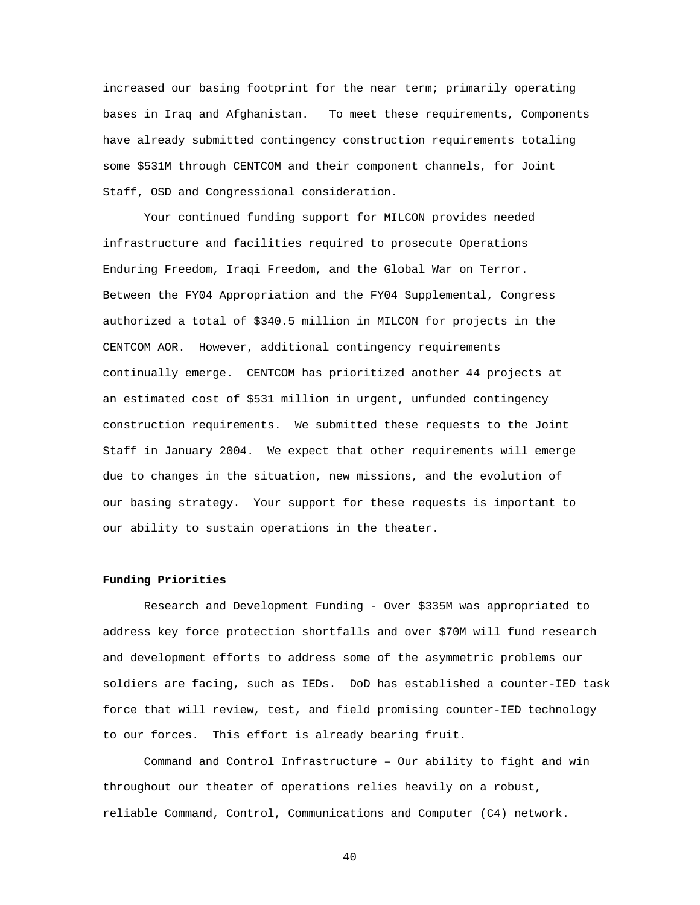increased our basing footprint for the near term; primarily operating bases in Iraq and Afghanistan. To meet these requirements, Components have already submitted contingency construction requirements totaling some $531M through CENTCOM and their component channels, for Joint Staff, OSD and Congressional consideration.

Your continued funding support for MILCON provides needed infrastructure and facilities required to prosecute Operations Enduring Freedom, Iraqi Freedom, and the Global War on Terror. Between the FY04 Appropriation and the FY04 Supplemental, Congress authorized a total of $340.5 million in MILCON for projects in the CENTCOM AOR. However, additional contingency requirements continually emerge. CENTCOM has prioritized another 44 projects at an estimated cost of $531 million in urgent, unfunded contingency construction requirements. We submitted these requests to the Joint Staff in January 2004. We expect that other requirements will emerge due to changes in the situation, new missions, and the evolution of our basing strategy. Your support for these requests is important to our ability to sustain operations in the theater.

**Funding Priorities**

Research and Development Funding - Over $335M was appropriated to address key force protection shortfalls and over $70M will fund research and development efforts to address some of the asymmetric problems our soldiers are facing, such as IEDs. DoD has established a counter-IED task force that will review, test, and field promising counter-IED technology to our forces. This effort is already bearing fruit.

Command and Control Infrastructure – Our ability to fight and win throughout our theater of operations relies heavily on a robust, reliable Command, Control, Communications and Computer (C4) network.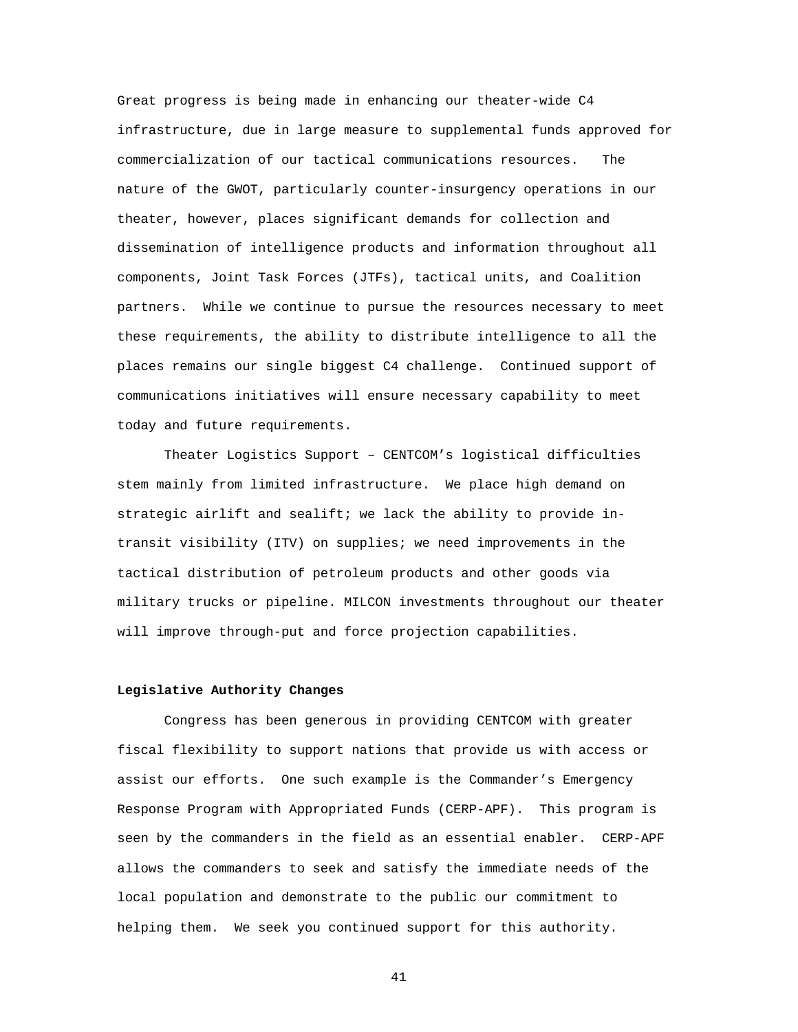Great progress is being made in enhancing our theater-wide C4 infrastructure, due in large measure to supplemental funds approved for commercialization of our tactical communications resources. The nature of the GWOT, particularly counter-insurgency operations in our theater, however, places significant demands for collection and dissemination of intelligence products and information throughout all components, Joint Task Forces (JTFs), tactical units, and Coalition partners. While we continue to pursue the resources necessary to meet these requirements, the ability to distribute intelligence to all the places remains our single biggest C4 challenge. Continued support of communications initiatives will ensure necessary capability to meet today and future requirements.

Theater Logistics Support – CENTCOM's logistical difficulties stem mainly from limited infrastructure. We place high demand on strategic airlift and sealift; we lack the ability to provide in-transit visibility (ITV) on supplies; we need improvements in the tactical distribution of petroleum products and other goods via military trucks or pipeline. MILCON investments throughout our theater will improve through-put and force projection capabilities.

**Legislative Authority Changes**

Congress has been generous in providing CENTCOM with greater fiscal flexibility to support nations that provide us with access or assist our efforts. One such example is the Commander's Emergency Response Program with Appropriated Funds (CERP-APF). This program is seen by the commanders in the field as an essential enabler. CERP-APF allows the commanders to seek and satisfy the immediate needs of the local population and demonstrate to the public our commitment to helping them. We seek you continued support for this authority.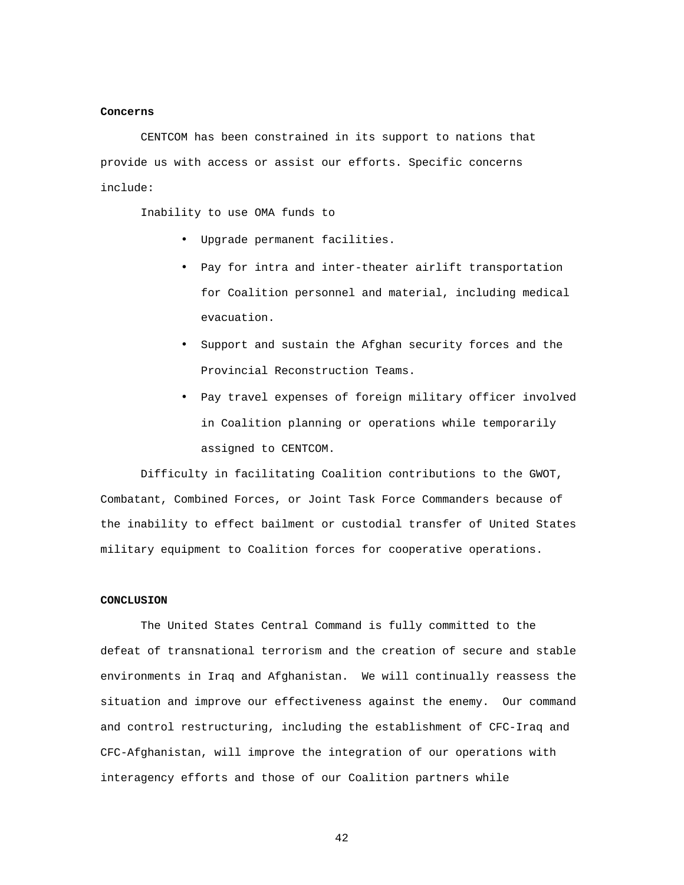**Concerns**

CENTCOM has been constrained in its support to nations that provide us with access or assist our efforts. Specific concerns include:

Inability to use OMA funds to

- Upgrade permanent facilities.
- Pay for intra and inter-theater airlift transportation for Coalition personnel and material, including medical evacuation.
- Support and sustain the Afghan security forces and the Provincial Reconstruction Teams.
- Pay travel expenses of foreign military officer involved in Coalition planning or operations while temporarily assigned to CENTCOM.

Difficulty in facilitating Coalition contributions to the GWOT, Combatant, Combined Forces, or Joint Task Force Commanders because of the inability to effect bailment or custodial transfer of United States military equipment to Coalition forces for cooperative operations.

**CONCLUSION**

The United States Central Command is fully committed to the defeat of transnational terrorism and the creation of secure and stable environments in Iraq and Afghanistan. We will continually reassess the situation and improve our effectiveness against the enemy. Our command and control restructuring, including the establishment of CFC-Iraq and CFC-Afghanistan, will improve the integration of our operations with interagency efforts and those of our Coalition partners while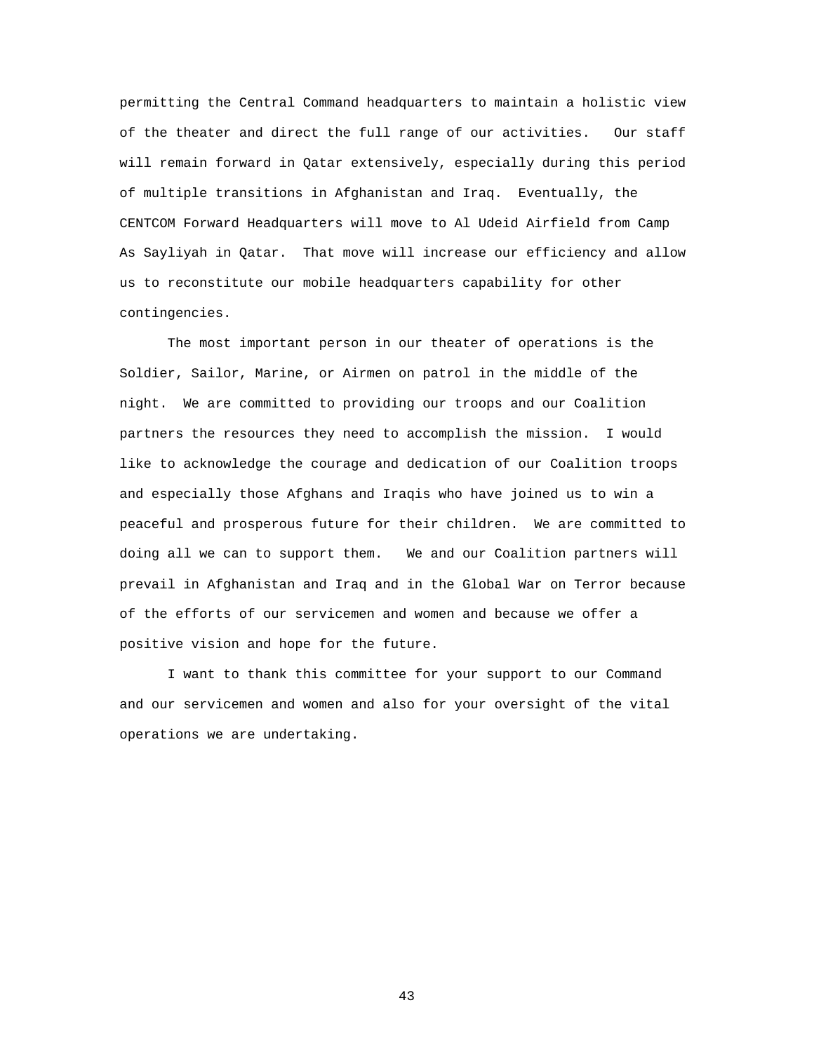permitting the Central Command headquarters to maintain a holistic view of the theater and direct the full range of our activities. Our staff will remain forward in Qatar extensively, especially during this period of multiple transitions in Afghanistan and Iraq. Eventually, the CENTCOM Forward Headquarters will move to Al Udeid Airfield from Camp As Sayliyah in Qatar. That move will increase our efficiency and allow us to reconstitute our mobile headquarters capability for other contingencies.

The most important person in our theater of operations is the Soldier, Sailor, Marine, or Airmen on patrol in the middle of the night. We are committed to providing our troops and our Coalition partners the resources they need to accomplish the mission. I would like to acknowledge the courage and dedication of our Coalition troops and especially those Afghans and Iraqis who have joined us to win a peaceful and prosperous future for their children. We are committed to doing all we can to support them. We and our Coalition partners will prevail in Afghanistan and Iraq and in the Global War on Terror because of the efforts of our servicemen and women and because we offer a positive vision and hope for the future.

I want to thank this committee for your support to our Command and our servicemen and women and also for your oversight of the vital operations we are undertaking.